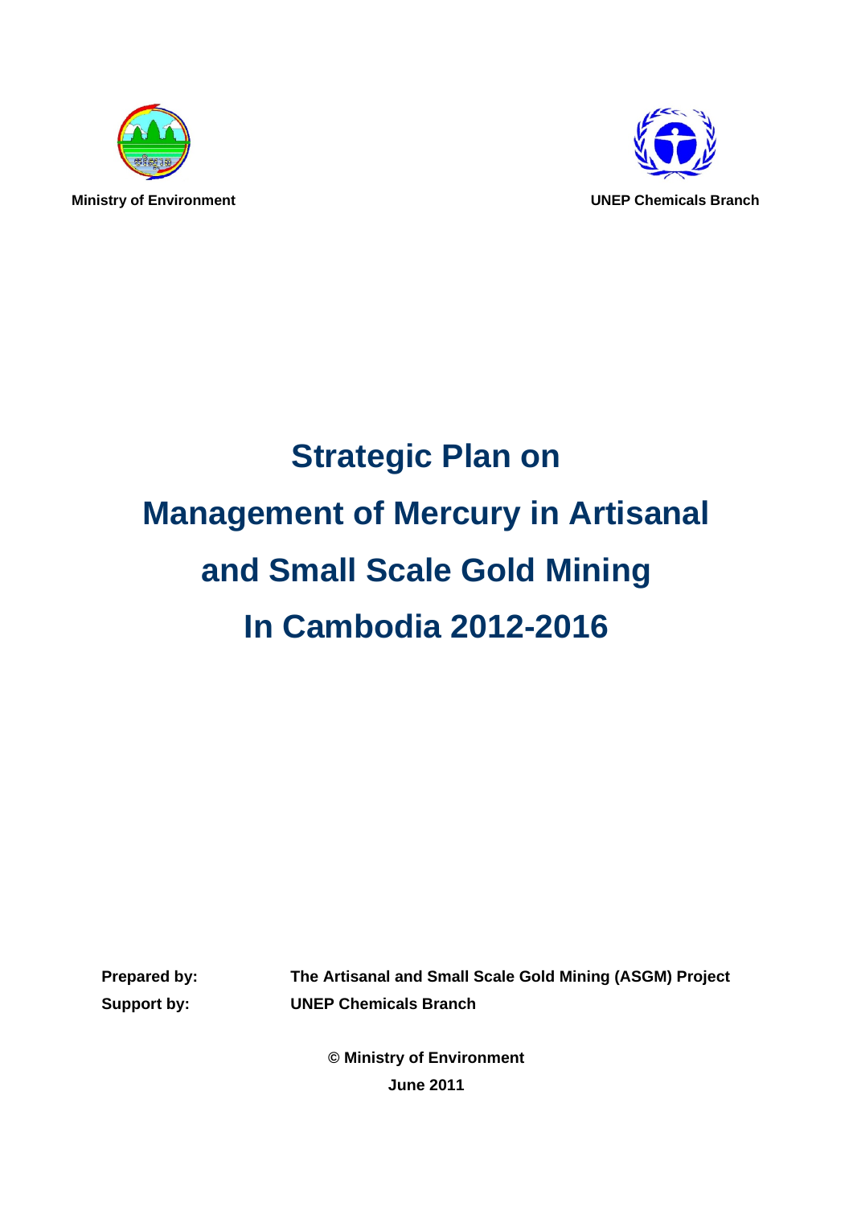Ministry of Environment

UNEP Chemicals Branch

# Strategic Plan on Management of Mercury in Artisanal and Small Scale Gold Mining In Cambodia 2012-2016

**Prepared by:** **The Artisanal and Small Scale Gold Mining (ASGM) Project**

**Support by:** **UNEP Chemicals Branch**

**© Ministry of Environment**

**June 2011**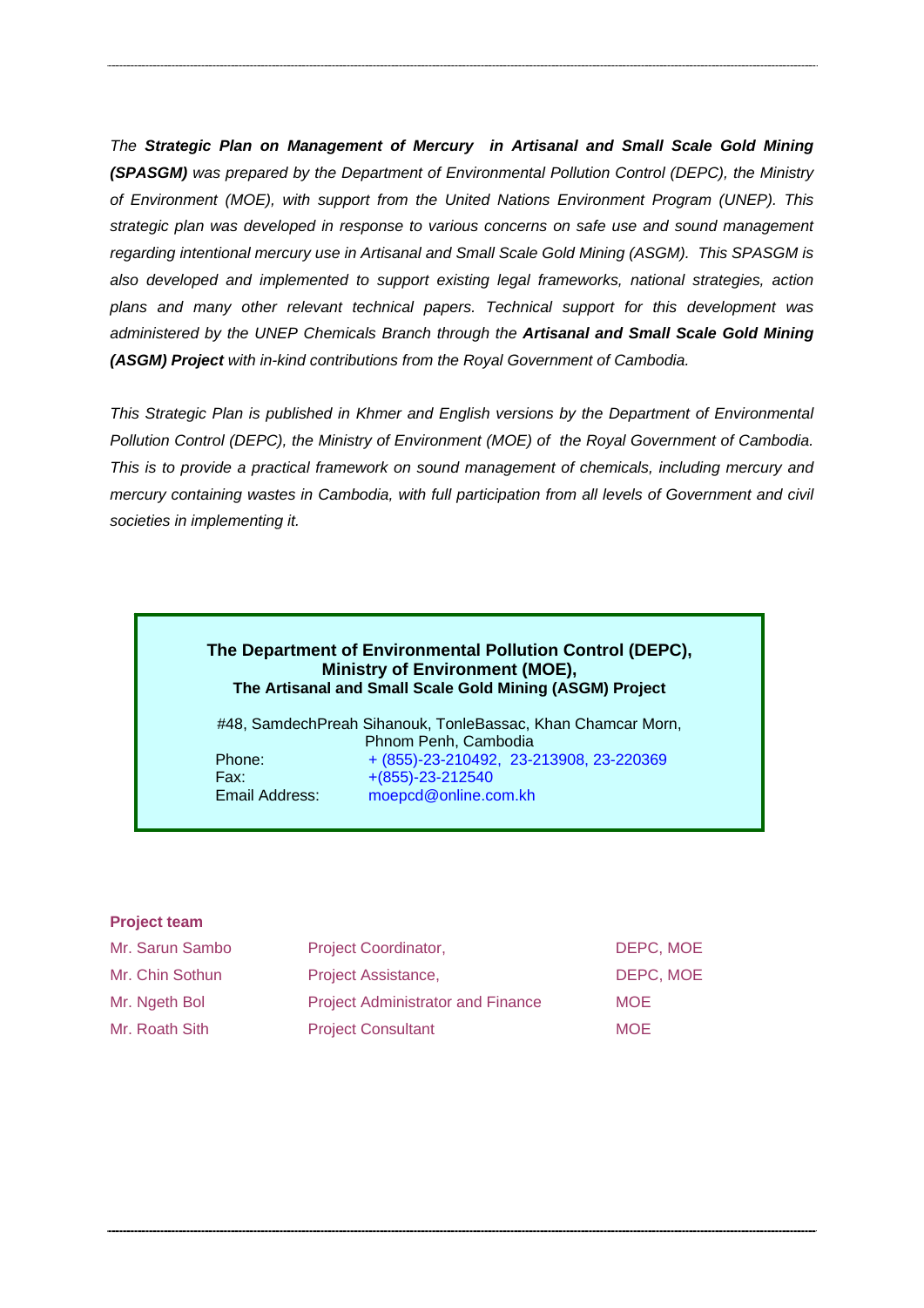*The **Strategic Plan on Management of Mercury in Artisanal and Small Scale Gold Mining (SPASGM)** was prepared by the Department of Environmental Pollution Control (DEPC), the Ministry of Environment (MOE), with support from the United Nations Environment Program (UNEP). This strategic plan was developed in response to various concerns on safe use and sound management regarding intentional mercury use in Artisanal and Small Scale Gold Mining (ASGM). This SPASGM is also developed and implemented to support existing legal frameworks, national strategies, action plans and many other relevant technical papers. Technical support for this development was administered by the UNEP Chemicals Branch through the **Artisanal and Small Scale Gold Mining (ASGM) Project** with in-kind contributions from the Royal Government of Cambodia.*

*This Strategic Plan is published in Khmer and English versions by the Department of Environmental Pollution Control (DEPC), the Ministry of Environment (MOE) of the Royal Government of Cambodia. This is to provide a practical framework on sound management of chemicals, including mercury and mercury containing wastes in Cambodia, with full participation from all levels of Government and civil societies in implementing it.*

**The Department of Environmental Pollution Control (DEPC),**
**Ministry of Environment (MOE),**
**The Artisanal and Small Scale Gold Mining (ASGM) Project**

#48, SamdechPreah Sihanouk, TonleBassac, Khan Chamcar Morn, Phnom Penh, Cambodia

Phone: + (855)-23-210492, 23-213908, 23-220369
Fax: +(855)-23-212540
Email Address: moepcd@online.com.kh

**Project team**

| | | |
|---|---|---|
| Mr. Sarun Sambo | Project Coordinator, | DEPC, MOE |
| Mr. Chin Sothun | Project Assistance, | DEPC, MOE |
| Mr. Ngeth Bol | Project Administrator and Finance | MOE |
| Mr. Roath Sith | Project Consultant | MOE |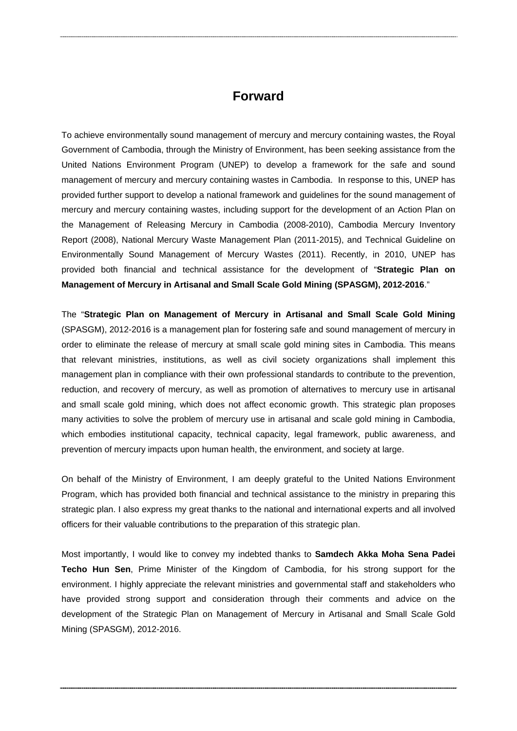# Forward

To achieve environmentally sound management of mercury and mercury containing wastes, the Royal Government of Cambodia, through the Ministry of Environment, has been seeking assistance from the United Nations Environment Program (UNEP) to develop a framework for the safe and sound management of mercury and mercury containing wastes in Cambodia. In response to this, UNEP has provided further support to develop a national framework and guidelines for the sound management of mercury and mercury containing wastes, including support for the development of an Action Plan on the Management of Releasing Mercury in Cambodia (2008-2010), Cambodia Mercury Inventory Report (2008), National Mercury Waste Management Plan (2011-2015), and Technical Guideline on Environmentally Sound Management of Mercury Wastes (2011). Recently, in 2010, UNEP has provided both financial and technical assistance for the development of "**Strategic Plan on Management of Mercury in Artisanal and Small Scale Gold Mining (SPASGM), 2012-2016**."

The "**Strategic Plan on Management of Mercury in Artisanal and Small Scale Gold Mining** (SPASGM), 2012-2016 is a management plan for fostering safe and sound management of mercury in order to eliminate the release of mercury at small scale gold mining sites in Cambodia. This means that relevant ministries, institutions, as well as civil society organizations shall implement this management plan in compliance with their own professional standards to contribute to the prevention, reduction, and recovery of mercury, as well as promotion of alternatives to mercury use in artisanal and small scale gold mining, which does not affect economic growth. This strategic plan proposes many activities to solve the problem of mercury use in artisanal and scale gold mining in Cambodia, which embodies institutional capacity, technical capacity, legal framework, public awareness, and prevention of mercury impacts upon human health, the environment, and society at large.

On behalf of the Ministry of Environment, I am deeply grateful to the United Nations Environment Program, which has provided both financial and technical assistance to the ministry in preparing this strategic plan. I also express my great thanks to the national and international experts and all involved officers for their valuable contributions to the preparation of this strategic plan.

Most importantly, I would like to convey my indebted thanks to **Samdech Akka Moha Sena Padei Techo Hun Sen**, Prime Minister of the Kingdom of Cambodia, for his strong support for the environment. I highly appreciate the relevant ministries and governmental staff and stakeholders who have provided strong support and consideration through their comments and advice on the development of the Strategic Plan on Management of Mercury in Artisanal and Small Scale Gold Mining (SPASGM), 2012-2016.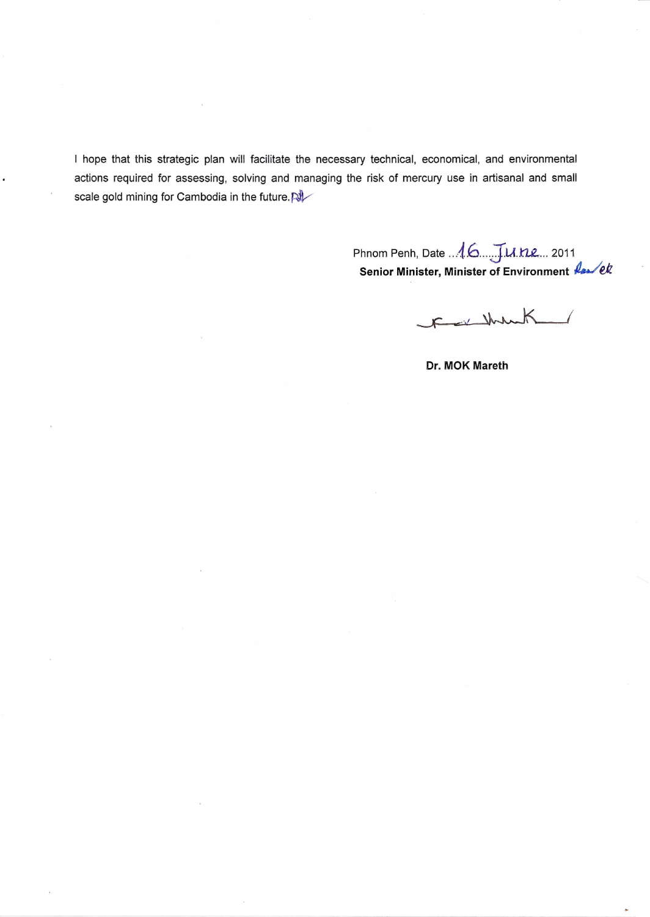I hope that this strategic plan will facilitate the necessary technical, economical, and environmental actions required for assessing, solving and managing the risk of mercury use in artisanal and small scale gold mining for Cambodia in the future.

Phnom Penh, Date ...16.....June... 2011

**Senior Minister, Minister of Environment**

**Dr. MOK Mareth**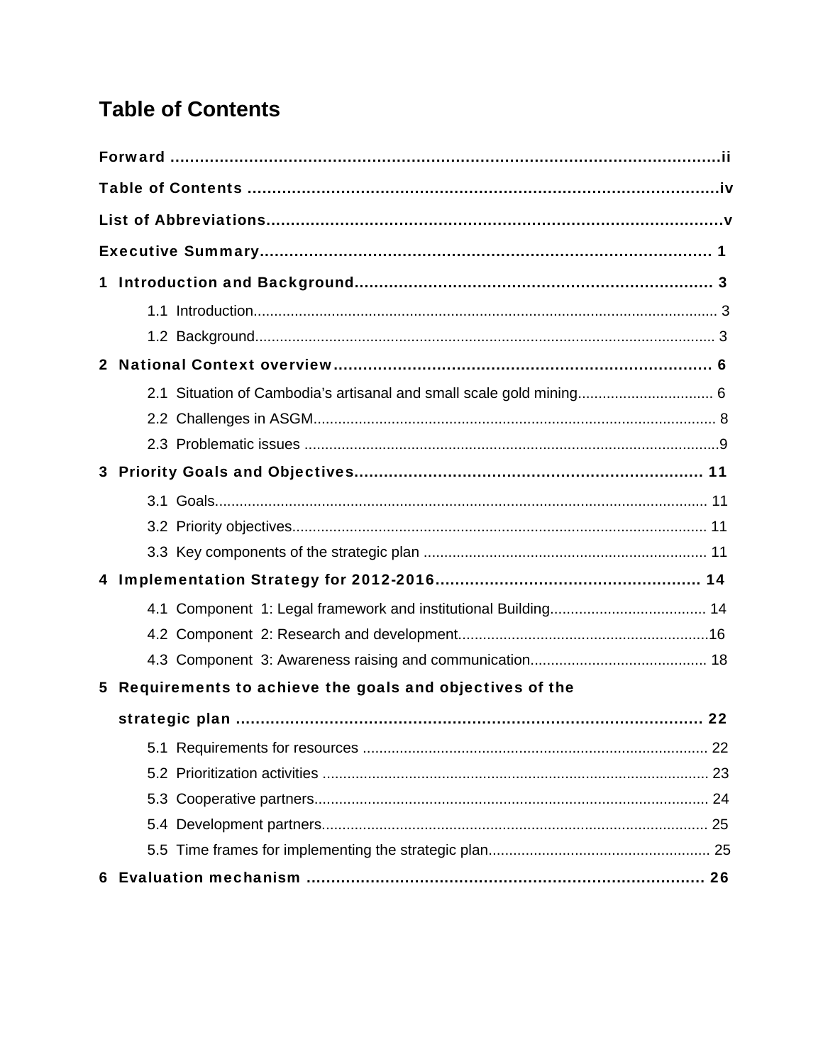# Table of Contents

**Forward** ........................................................................................................ii

**Table of Contents** ............................................................................................iv

**List of Abbreviations**.........................................................................................v

**Executive Summary**....................................................................................... 1

**1 Introduction and Background**...................................................................... 3

- 1.1 Introduction..................................................................................................... 3
- 1.2 Background..................................................................................................... 3

**2 National Context overview**............................................................................ 6

- 2.1 Situation of Cambodia's artisanal and small scale gold mining................................ 6
- 2.2 Challenges in ASGM........................................................................................ 8
- 2.3 Problematic issues ............................................................................................9

**3 Priority Goals and Objectives**...................................................................... 11

- 3.1 Goals................................................................................................................ 11
- 3.2 Priority objectives............................................................................................. 11
- 3.3 Key components of the strategic plan ................................................................ 11

**4 Implementation Strategy for 2012-2016**..................................................... 14

- 4.1 Component 1: Legal framework and institutional Building...................................... 14
- 4.2 Component 2: Research and development.............................................................16
- 4.3 Component 3: Awareness raising and communication........................................... 18

**5 Requirements to achieve the goals and objectives of the strategic plan** ................................................................................................... 22

- 5.1 Requirements for resources .................................................................................. 22
- 5.2 Prioritization activities ......................................................................................... 23
- 5.3 Cooperative partners............................................................................................ 24
- 5.4 Development partners........................................................................................... 25
- 5.5 Time frames for implementing the strategic plan...................................................... 25

**6 Evaluation mechanism** ................................................................................... 26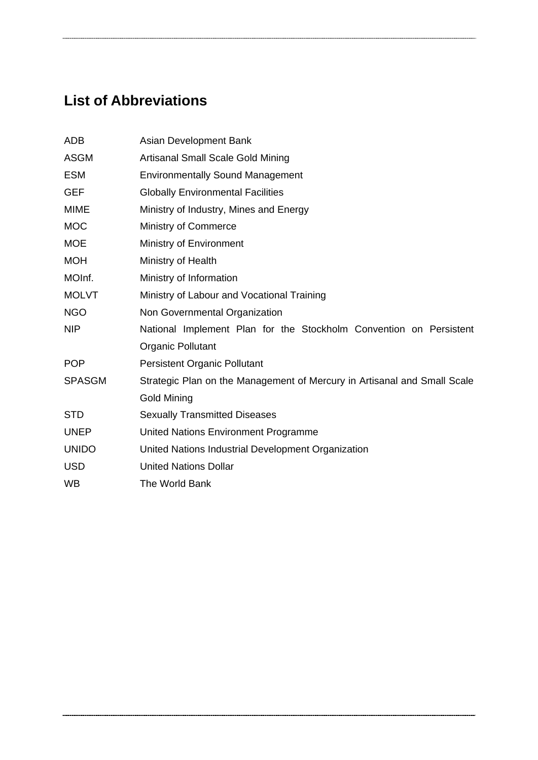## List of Abbreviations

| | |
|---|---|
| ADB | Asian Development Bank |
| ASGM | Artisanal Small Scale Gold Mining |
| ESM | Environmentally Sound Management |
| GEF | Globally Environmental Facilities |
| MIME | Ministry of Industry, Mines and Energy |
| MOC | Ministry of Commerce |
| MOE | Ministry of Environment |
| MOH | Ministry of Health |
| MOInf. | Ministry of Information |
| MOLVT | Ministry of Labour and Vocational Training |
| NGO | Non Governmental Organization |
| NIP | National Implement Plan for the Stockholm Convention on Persistent Organic Pollutant |
| POP | Persistent Organic Pollutant |
| SPASGM | Strategic Plan on the Management of Mercury in Artisanal and Small Scale Gold Mining |
| STD | Sexually Transmitted Diseases |
| UNEP | United Nations Environment Programme |
| UNIDO | United Nations Industrial Development Organization |
| USD | United Nations Dollar |
| WB | The World Bank |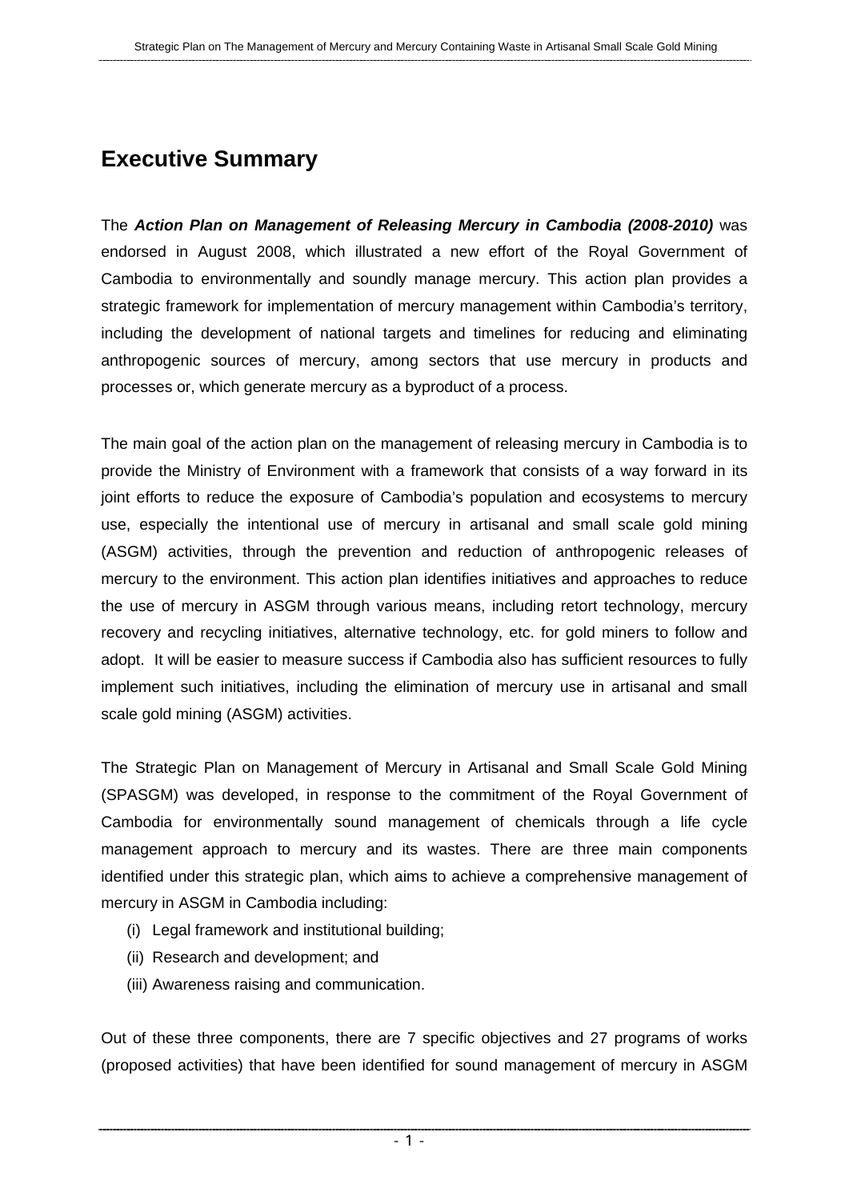# Executive Summary

The ***Action Plan on Management of Releasing Mercury in Cambodia (2008-2010)*** was endorsed in August 2008, which illustrated a new effort of the Royal Government of Cambodia to environmentally and soundly manage mercury. This action plan provides a strategic framework for implementation of mercury management within Cambodia's territory, including the development of national targets and timelines for reducing and eliminating anthropogenic sources of mercury, among sectors that use mercury in products and processes or, which generate mercury as a byproduct of a process.

The main goal of the action plan on the management of releasing mercury in Cambodia is to provide the Ministry of Environment with a framework that consists of a way forward in its joint efforts to reduce the exposure of Cambodia's population and ecosystems to mercury use, especially the intentional use of mercury in artisanal and small scale gold mining (ASGM) activities, through the prevention and reduction of anthropogenic releases of mercury to the environment. This action plan identifies initiatives and approaches to reduce the use of mercury in ASGM through various means, including retort technology, mercury recovery and recycling initiatives, alternative technology, etc. for gold miners to follow and adopt. It will be easier to measure success if Cambodia also has sufficient resources to fully implement such initiatives, including the elimination of mercury use in artisanal and small scale gold mining (ASGM) activities.

The Strategic Plan on Management of Mercury in Artisanal and Small Scale Gold Mining (SPASGM) was developed, in response to the commitment of the Royal Government of Cambodia for environmentally sound management of chemicals through a life cycle management approach to mercury and its wastes. There are three main components identified under this strategic plan, which aims to achieve a comprehensive management of mercury in ASGM in Cambodia including:

(i) Legal framework and institutional building;
(ii) Research and development; and
(iii) Awareness raising and communication.

Out of these three components, there are 7 specific objectives and 27 programs of works (proposed activities) that have been identified for sound management of mercury in ASGM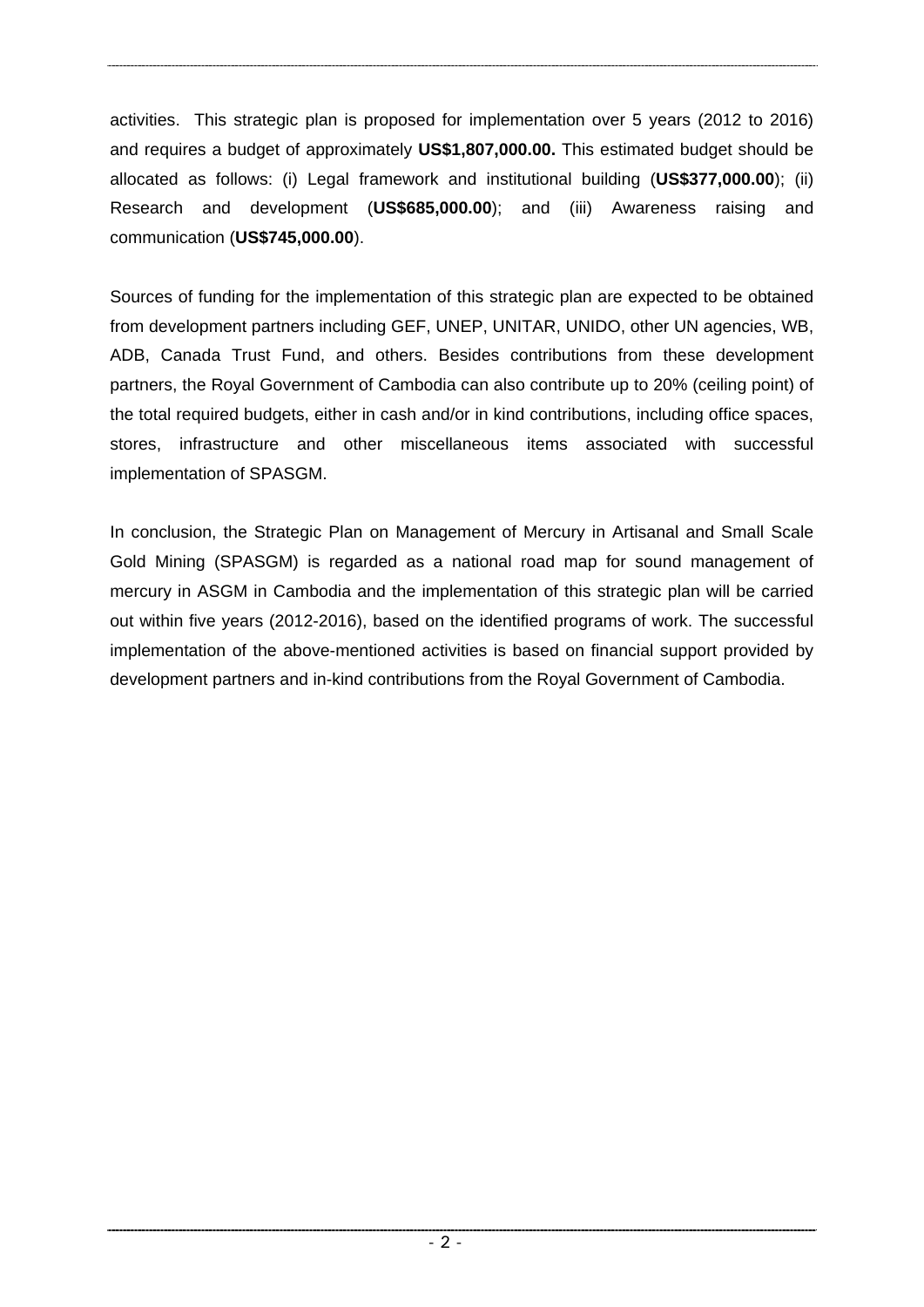activities. This strategic plan is proposed for implementation over 5 years (2012 to 2016) and requires a budget of approximately **US$1,807,000.00.** This estimated budget should be allocated as follows: (i) Legal framework and institutional building (**US$377,000.00**); (ii) Research and development (**US$685,000.00**); and (iii) Awareness raising and communication (**US$745,000.00**).

Sources of funding for the implementation of this strategic plan are expected to be obtained from development partners including GEF, UNEP, UNITAR, UNIDO, other UN agencies, WB, ADB, Canada Trust Fund, and others. Besides contributions from these development partners, the Royal Government of Cambodia can also contribute up to 20% (ceiling point) of the total required budgets, either in cash and/or in kind contributions, including office spaces, stores, infrastructure and other miscellaneous items associated with successful implementation of SPASGM.

In conclusion, the Strategic Plan on Management of Mercury in Artisanal and Small Scale Gold Mining (SPASGM) is regarded as a national road map for sound management of mercury in ASGM in Cambodia and the implementation of this strategic plan will be carried out within five years (2012-2016), based on the identified programs of work. The successful implementation of the above-mentioned activities is based on financial support provided by development partners and in-kind contributions from the Royal Government of Cambodia.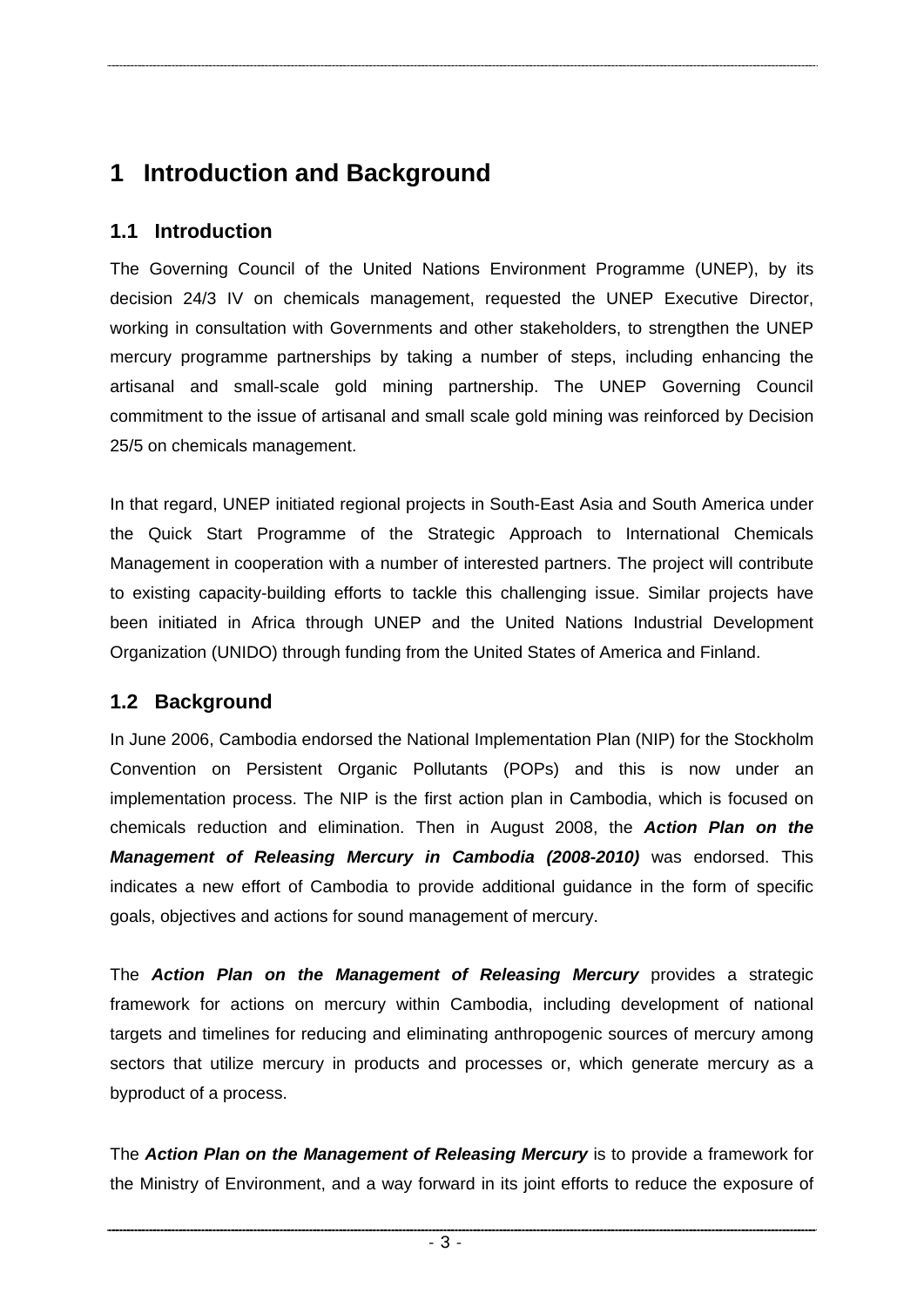# 1 Introduction and Background

## 1.1 Introduction

The Governing Council of the United Nations Environment Programme (UNEP), by its decision 24/3 IV on chemicals management, requested the UNEP Executive Director, working in consultation with Governments and other stakeholders, to strengthen the UNEP mercury programme partnerships by taking a number of steps, including enhancing the artisanal and small-scale gold mining partnership. The UNEP Governing Council commitment to the issue of artisanal and small scale gold mining was reinforced by Decision 25/5 on chemicals management.

In that regard, UNEP initiated regional projects in South-East Asia and South America under the Quick Start Programme of the Strategic Approach to International Chemicals Management in cooperation with a number of interested partners. The project will contribute to existing capacity-building efforts to tackle this challenging issue. Similar projects have been initiated in Africa through UNEP and the United Nations Industrial Development Organization (UNIDO) through funding from the United States of America and Finland.

## 1.2 Background

In June 2006, Cambodia endorsed the National Implementation Plan (NIP) for the Stockholm Convention on Persistent Organic Pollutants (POPs) and this is now under an implementation process. The NIP is the first action plan in Cambodia, which is focused on chemicals reduction and elimination. Then in August 2008, the ***Action Plan on the Management of Releasing Mercury in Cambodia (2008-2010)*** was endorsed. This indicates a new effort of Cambodia to provide additional guidance in the form of specific goals, objectives and actions for sound management of mercury.

The ***Action Plan on the Management of Releasing Mercury*** provides a strategic framework for actions on mercury within Cambodia, including development of national targets and timelines for reducing and eliminating anthropogenic sources of mercury among sectors that utilize mercury in products and processes or, which generate mercury as a byproduct of a process.

The ***Action Plan on the Management of Releasing Mercury*** is to provide a framework for the Ministry of Environment, and a way forward in its joint efforts to reduce the exposure of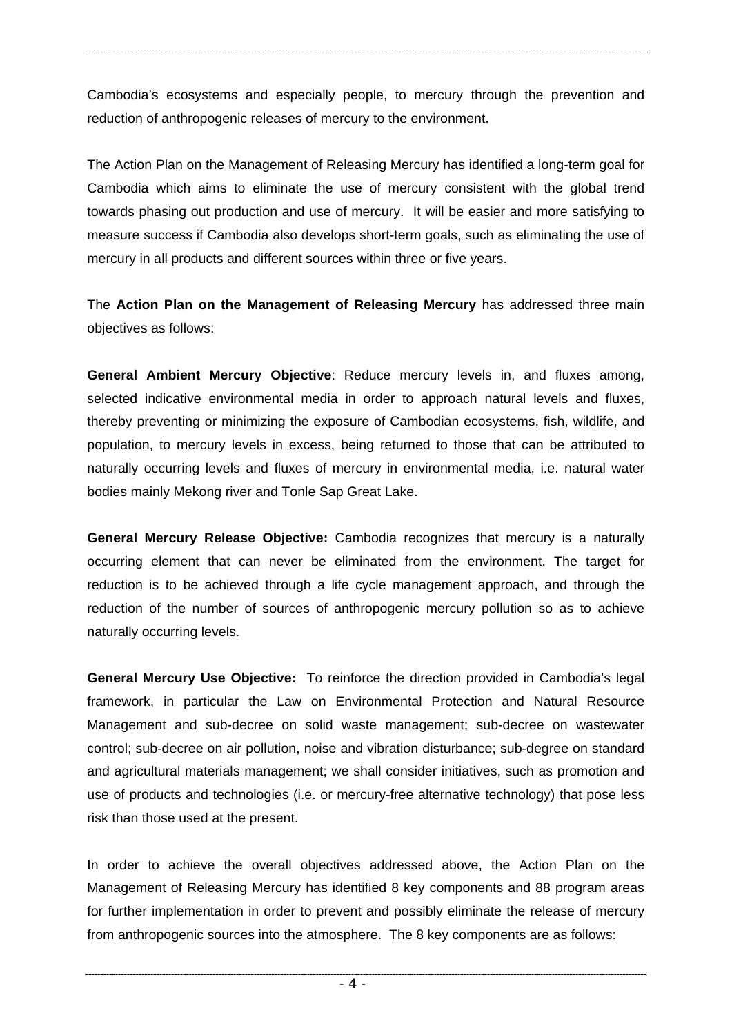Cambodia's ecosystems and especially people, to mercury through the prevention and reduction of anthropogenic releases of mercury to the environment.

The Action Plan on the Management of Releasing Mercury has identified a long-term goal for Cambodia which aims to eliminate the use of mercury consistent with the global trend towards phasing out production and use of mercury. It will be easier and more satisfying to measure success if Cambodia also develops short-term goals, such as eliminating the use of mercury in all products and different sources within three or five years.

The **Action Plan on the Management of Releasing Mercury** has addressed three main objectives as follows:

**General Ambient Mercury Objective**: Reduce mercury levels in, and fluxes among, selected indicative environmental media in order to approach natural levels and fluxes, thereby preventing or minimizing the exposure of Cambodian ecosystems, fish, wildlife, and population, to mercury levels in excess, being returned to those that can be attributed to naturally occurring levels and fluxes of mercury in environmental media, i.e. natural water bodies mainly Mekong river and Tonle Sap Great Lake.

**General Mercury Release Objective:** Cambodia recognizes that mercury is a naturally occurring element that can never be eliminated from the environment. The target for reduction is to be achieved through a life cycle management approach, and through the reduction of the number of sources of anthropogenic mercury pollution so as to achieve naturally occurring levels.

**General Mercury Use Objective:** To reinforce the direction provided in Cambodia's legal framework, in particular the Law on Environmental Protection and Natural Resource Management and sub-decree on solid waste management; sub-decree on wastewater control; sub-decree on air pollution, noise and vibration disturbance; sub-degree on standard and agricultural materials management; we shall consider initiatives, such as promotion and use of products and technologies (i.e. or mercury-free alternative technology) that pose less risk than those used at the present.

In order to achieve the overall objectives addressed above, the Action Plan on the Management of Releasing Mercury has identified 8 key components and 88 program areas for further implementation in order to prevent and possibly eliminate the release of mercury from anthropogenic sources into the atmosphere. The 8 key components are as follows: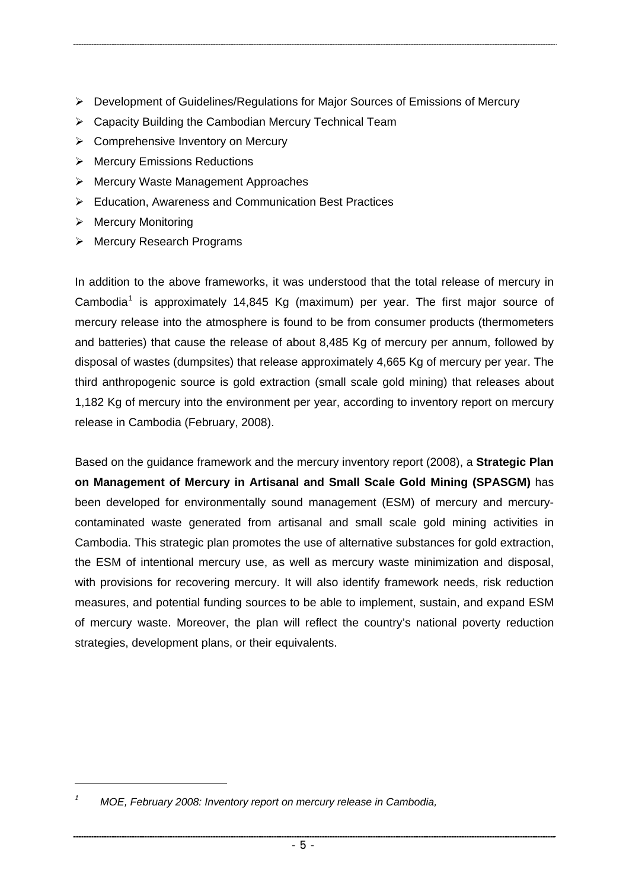- Development of Guidelines/Regulations for Major Sources of Emissions of Mercury
- Capacity Building the Cambodian Mercury Technical Team
- Comprehensive Inventory on Mercury
- Mercury Emissions Reductions
- Mercury Waste Management Approaches
- Education, Awareness and Communication Best Practices
- Mercury Monitoring
- Mercury Research Programs

In addition to the above frameworks, it was understood that the total release of mercury in Cambodia[1] is approximately 14,845 Kg (maximum) per year. The first major source of mercury release into the atmosphere is found to be from consumer products (thermometers and batteries) that cause the release of about 8,485 Kg of mercury per annum, followed by disposal of wastes (dumpsites) that release approximately 4,665 Kg of mercury per year. The third anthropogenic source is gold extraction (small scale gold mining) that releases about 1,182 Kg of mercury into the environment per year, according to inventory report on mercury release in Cambodia (February, 2008).

Based on the guidance framework and the mercury inventory report (2008), a **Strategic Plan on Management of Mercury in Artisanal and Small Scale Gold Mining (SPASGM)** has been developed for environmentally sound management (ESM) of mercury and mercury-contaminated waste generated from artisanal and small scale gold mining activities in Cambodia. This strategic plan promotes the use of alternative substances for gold extraction, the ESM of intentional mercury use, as well as mercury waste minimization and disposal, with provisions for recovering mercury. It will also identify framework needs, risk reduction measures, and potential funding sources to be able to implement, sustain, and expand ESM of mercury waste. Moreover, the plan will reflect the country's national poverty reduction strategies, development plans, or their equivalents.

[1] *MOE, February 2008: Inventory report on mercury release in Cambodia,*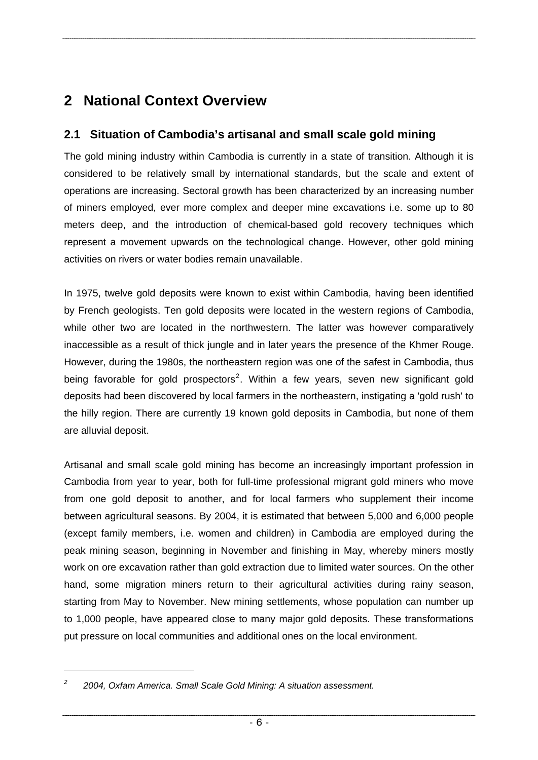# 2 National Context Overview

## 2.1 Situation of Cambodia's artisanal and small scale gold mining

The gold mining industry within Cambodia is currently in a state of transition. Although it is considered to be relatively small by international standards, but the scale and extent of operations are increasing. Sectoral growth has been characterized by an increasing number of miners employed, ever more complex and deeper mine excavations i.e. some up to 80 meters deep, and the introduction of chemical-based gold recovery techniques which represent a movement upwards on the technological change. However, other gold mining activities on rivers or water bodies remain unavailable.

In 1975, twelve gold deposits were known to exist within Cambodia, having been identified by French geologists. Ten gold deposits were located in the western regions of Cambodia, while other two are located in the northwestern. The latter was however comparatively inaccessible as a result of thick jungle and in later years the presence of the Khmer Rouge. However, during the 1980s, the northeastern region was one of the safest in Cambodia, thus being favorable for gold prospectors[2]. Within a few years, seven new significant gold deposits had been discovered by local farmers in the northeastern, instigating a 'gold rush' to the hilly region. There are currently 19 known gold deposits in Cambodia, but none of them are alluvial deposit.

Artisanal and small scale gold mining has become an increasingly important profession in Cambodia from year to year, both for full-time professional migrant gold miners who move from one gold deposit to another, and for local farmers who supplement their income between agricultural seasons. By 2004, it is estimated that between 5,000 and 6,000 people (except family members, i.e. women and children) in Cambodia are employed during the peak mining season, beginning in November and finishing in May, whereby miners mostly work on ore excavation rather than gold extraction due to limited water sources. On the other hand, some migration miners return to their agricultural activities during rainy season, starting from May to November. New mining settlements, whose population can number up to 1,000 people, have appeared close to many major gold deposits. These transformations put pressure on local communities and additional ones on the local environment.

[2] *2004, Oxfam America. Small Scale Gold Mining: A situation assessment.*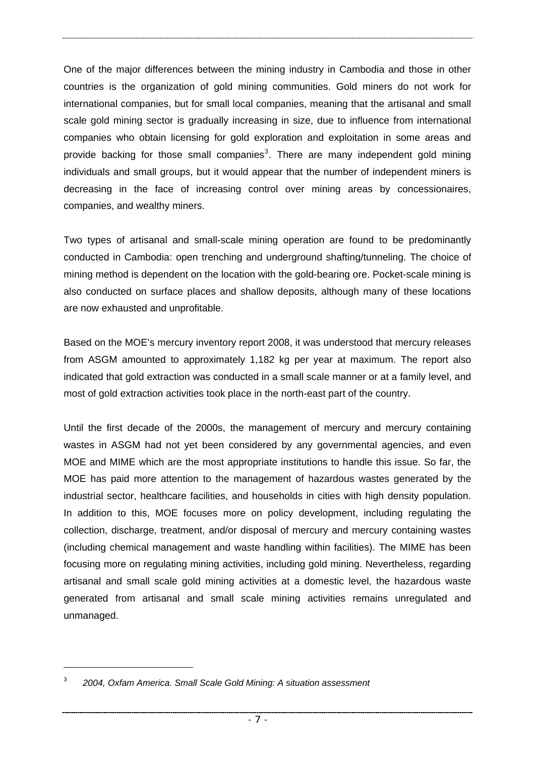One of the major differences between the mining industry in Cambodia and those in other countries is the organization of gold mining communities. Gold miners do not work for international companies, but for small local companies, meaning that the artisanal and small scale gold mining sector is gradually increasing in size, due to influence from international companies who obtain licensing for gold exploration and exploitation in some areas and provide backing for those small companies[3]. There are many independent gold mining individuals and small groups, but it would appear that the number of independent miners is decreasing in the face of increasing control over mining areas by concessionaires, companies, and wealthy miners.

Two types of artisanal and small-scale mining operation are found to be predominantly conducted in Cambodia: open trenching and underground shafting/tunneling. The choice of mining method is dependent on the location with the gold-bearing ore. Pocket-scale mining is also conducted on surface places and shallow deposits, although many of these locations are now exhausted and unprofitable.

Based on the MOE's mercury inventory report 2008, it was understood that mercury releases from ASGM amounted to approximately 1,182 kg per year at maximum. The report also indicated that gold extraction was conducted in a small scale manner or at a family level, and most of gold extraction activities took place in the north-east part of the country.

Until the first decade of the 2000s, the management of mercury and mercury containing wastes in ASGM had not yet been considered by any governmental agencies, and even MOE and MIME which are the most appropriate institutions to handle this issue. So far, the MOE has paid more attention to the management of hazardous wastes generated by the industrial sector, healthcare facilities, and households in cities with high density population. In addition to this, MOE focuses more on policy development, including regulating the collection, discharge, treatment, and/or disposal of mercury and mercury containing wastes (including chemical management and waste handling within facilities). The MIME has been focusing more on regulating mining activities, including gold mining. Nevertheless, regarding artisanal and small scale gold mining activities at a domestic level, the hazardous waste generated from artisanal and small scale mining activities remains unregulated and unmanaged.

---

[3] *2004, Oxfam America. Small Scale Gold Mining: A situation assessment*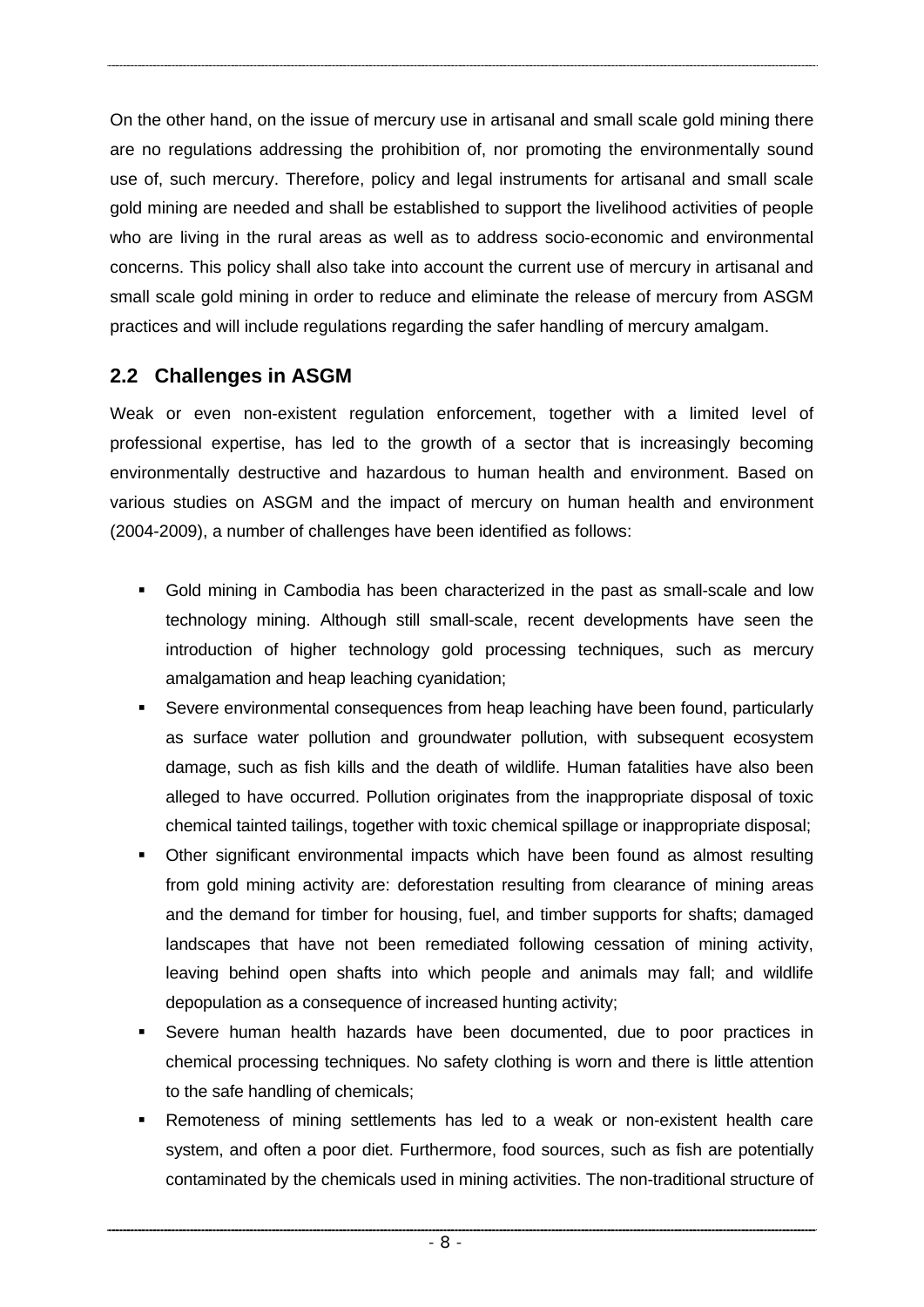On the other hand, on the issue of mercury use in artisanal and small scale gold mining there are no regulations addressing the prohibition of, nor promoting the environmentally sound use of, such mercury. Therefore, policy and legal instruments for artisanal and small scale gold mining are needed and shall be established to support the livelihood activities of people who are living in the rural areas as well as to address socio-economic and environmental concerns. This policy shall also take into account the current use of mercury in artisanal and small scale gold mining in order to reduce and eliminate the release of mercury from ASGM practices and will include regulations regarding the safer handling of mercury amalgam.

## 2.2 Challenges in ASGM

Weak or even non-existent regulation enforcement, together with a limited level of professional expertise, has led to the growth of a sector that is increasingly becoming environmentally destructive and hazardous to human health and environment. Based on various studies on ASGM and the impact of mercury on human health and environment (2004-2009), a number of challenges have been identified as follows:

- Gold mining in Cambodia has been characterized in the past as small-scale and low technology mining. Although still small-scale, recent developments have seen the introduction of higher technology gold processing techniques, such as mercury amalgamation and heap leaching cyanidation;
- Severe environmental consequences from heap leaching have been found, particularly as surface water pollution and groundwater pollution, with subsequent ecosystem damage, such as fish kills and the death of wildlife. Human fatalities have also been alleged to have occurred. Pollution originates from the inappropriate disposal of toxic chemical tainted tailings, together with toxic chemical spillage or inappropriate disposal;
- Other significant environmental impacts which have been found as almost resulting from gold mining activity are: deforestation resulting from clearance of mining areas and the demand for timber for housing, fuel, and timber supports for shafts; damaged landscapes that have not been remediated following cessation of mining activity, leaving behind open shafts into which people and animals may fall; and wildlife depopulation as a consequence of increased hunting activity;
- Severe human health hazards have been documented, due to poor practices in chemical processing techniques. No safety clothing is worn and there is little attention to the safe handling of chemicals;
- Remoteness of mining settlements has led to a weak or non-existent health care system, and often a poor diet. Furthermore, food sources, such as fish are potentially contaminated by the chemicals used in mining activities. The non-traditional structure of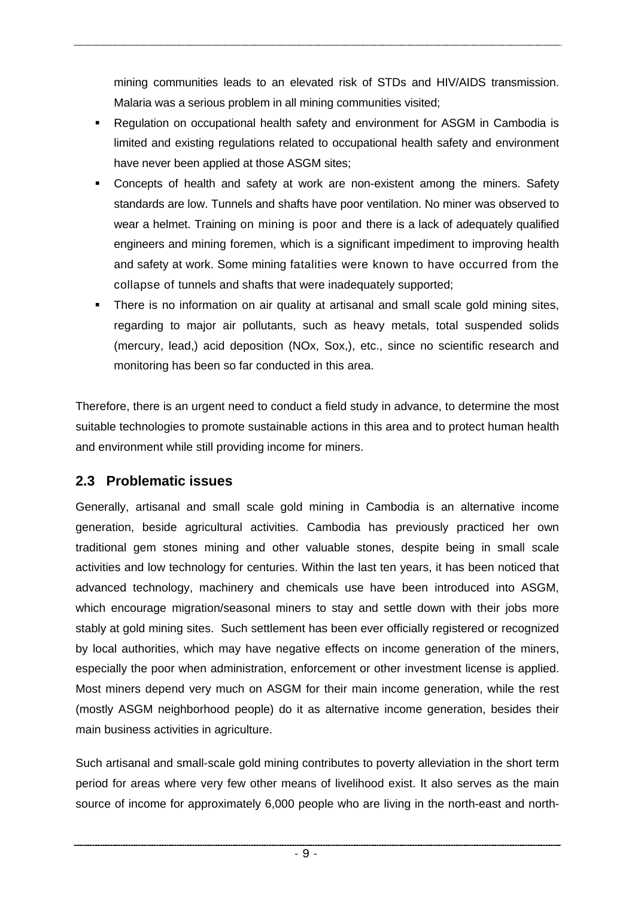mining communities leads to an elevated risk of STDs and HIV/AIDS transmission. Malaria was a serious problem in all mining communities visited;

- Regulation on occupational health safety and environment for ASGM in Cambodia is limited and existing regulations related to occupational health safety and environment have never been applied at those ASGM sites;
- Concepts of health and safety at work are non-existent among the miners. Safety standards are low. Tunnels and shafts have poor ventilation. No miner was observed to wear a helmet. Training on mining is poor and there is a lack of adequately qualified engineers and mining foremen, which is a significant impediment to improving health and safety at work. Some mining fatalities were known to have occurred from the collapse of tunnels and shafts that were inadequately supported;
- There is no information on air quality at artisanal and small scale gold mining sites, regarding to major air pollutants, such as heavy metals, total suspended solids (mercury, lead,) acid deposition (NOx, Sox,), etc., since no scientific research and monitoring has been so far conducted in this area.

Therefore, there is an urgent need to conduct a field study in advance, to determine the most suitable technologies to promote sustainable actions in this area and to protect human health and environment while still providing income for miners.

## 2.3 Problematic issues

Generally, artisanal and small scale gold mining in Cambodia is an alternative income generation, beside agricultural activities. Cambodia has previously practiced her own traditional gem stones mining and other valuable stones, despite being in small scale activities and low technology for centuries. Within the last ten years, it has been noticed that advanced technology, machinery and chemicals use have been introduced into ASGM, which encourage migration/seasonal miners to stay and settle down with their jobs more stably at gold mining sites. Such settlement has been ever officially registered or recognized by local authorities, which may have negative effects on income generation of the miners, especially the poor when administration, enforcement or other investment license is applied. Most miners depend very much on ASGM for their main income generation, while the rest (mostly ASGM neighborhood people) do it as alternative income generation, besides their main business activities in agriculture.

Such artisanal and small-scale gold mining contributes to poverty alleviation in the short term period for areas where very few other means of livelihood exist. It also serves as the main source of income for approximately 6,000 people who are living in the north-east and north-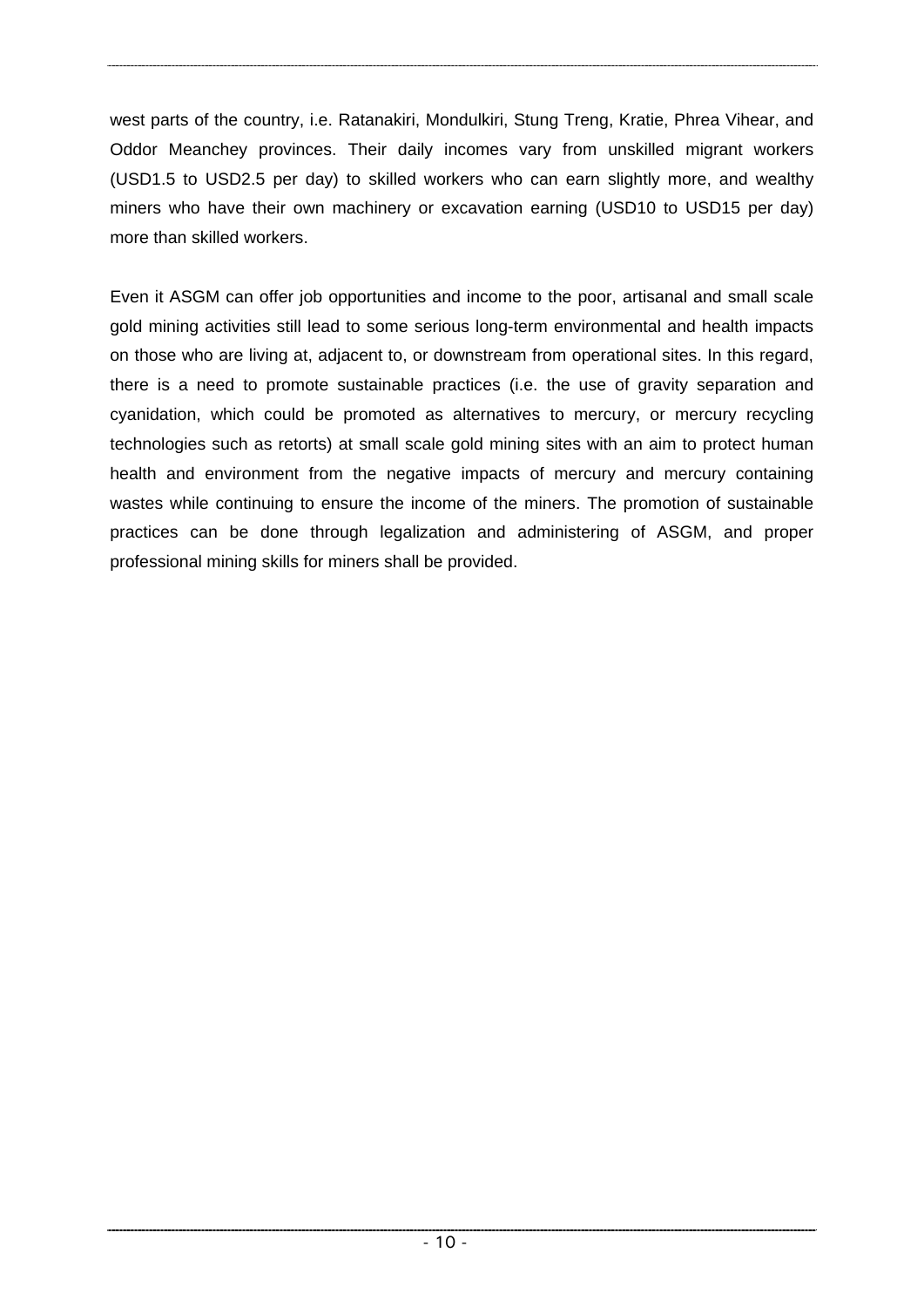west parts of the country, i.e. Ratanakiri, Mondulkiri, Stung Treng, Kratie, Phrea Vihear, and Oddor Meanchey provinces. Their daily incomes vary from unskilled migrant workers (USD1.5 to USD2.5 per day) to skilled workers who can earn slightly more, and wealthy miners who have their own machinery or excavation earning (USD10 to USD15 per day) more than skilled workers.

Even it ASGM can offer job opportunities and income to the poor, artisanal and small scale gold mining activities still lead to some serious long-term environmental and health impacts on those who are living at, adjacent to, or downstream from operational sites. In this regard, there is a need to promote sustainable practices (i.e. the use of gravity separation and cyanidation, which could be promoted as alternatives to mercury, or mercury recycling technologies such as retorts) at small scale gold mining sites with an aim to protect human health and environment from the negative impacts of mercury and mercury containing wastes while continuing to ensure the income of the miners. The promotion of sustainable practices can be done through legalization and administering of ASGM, and proper professional mining skills for miners shall be provided.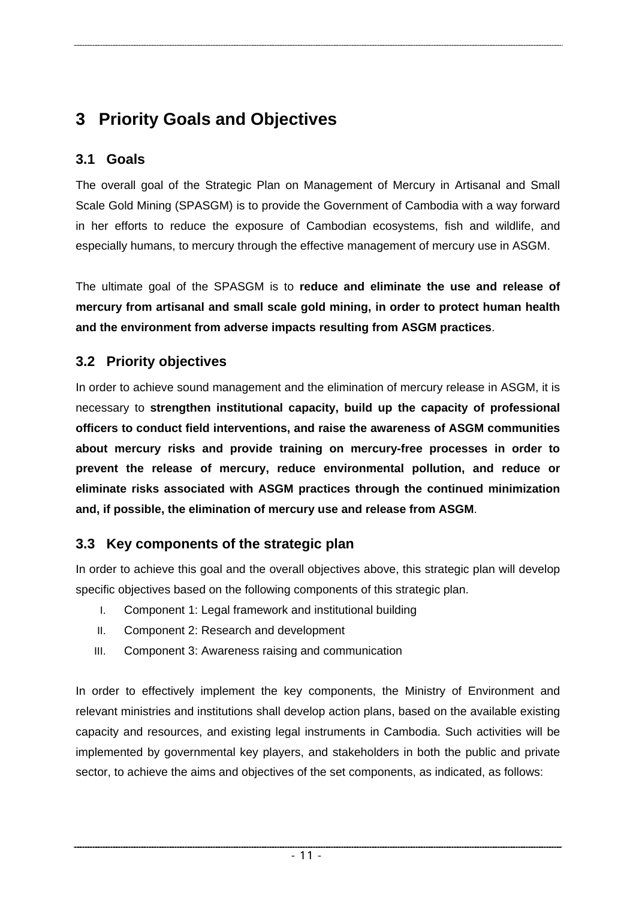# 3 Priority Goals and Objectives

## 3.1 Goals

The overall goal of the Strategic Plan on Management of Mercury in Artisanal and Small Scale Gold Mining (SPASGM) is to provide the Government of Cambodia with a way forward in her efforts to reduce the exposure of Cambodian ecosystems, fish and wildlife, and especially humans, to mercury through the effective management of mercury use in ASGM.

The ultimate goal of the SPASGM is to **reduce and eliminate the use and release of mercury from artisanal and small scale gold mining, in order to protect human health and the environment from adverse impacts resulting from ASGM practices**.

## 3.2 Priority objectives

In order to achieve sound management and the elimination of mercury release in ASGM, it is necessary to **strengthen institutional capacity, build up the capacity of professional officers to conduct field interventions, and raise the awareness of ASGM communities about mercury risks and provide training on mercury-free processes in order to prevent the release of mercury, reduce environmental pollution, and reduce or eliminate risks associated with ASGM practices through the continued minimization and, if possible, the elimination of mercury use and release from ASGM**.

## 3.3 Key components of the strategic plan

In order to achieve this goal and the overall objectives above, this strategic plan will develop specific objectives based on the following components of this strategic plan.

I. Component 1: Legal framework and institutional building
II. Component 2: Research and development
III. Component 3: Awareness raising and communication

In order to effectively implement the key components, the Ministry of Environment and relevant ministries and institutions shall develop action plans, based on the available existing capacity and resources, and existing legal instruments in Cambodia. Such activities will be implemented by governmental key players, and stakeholders in both the public and private sector, to achieve the aims and objectives of the set components, as indicated, as follows: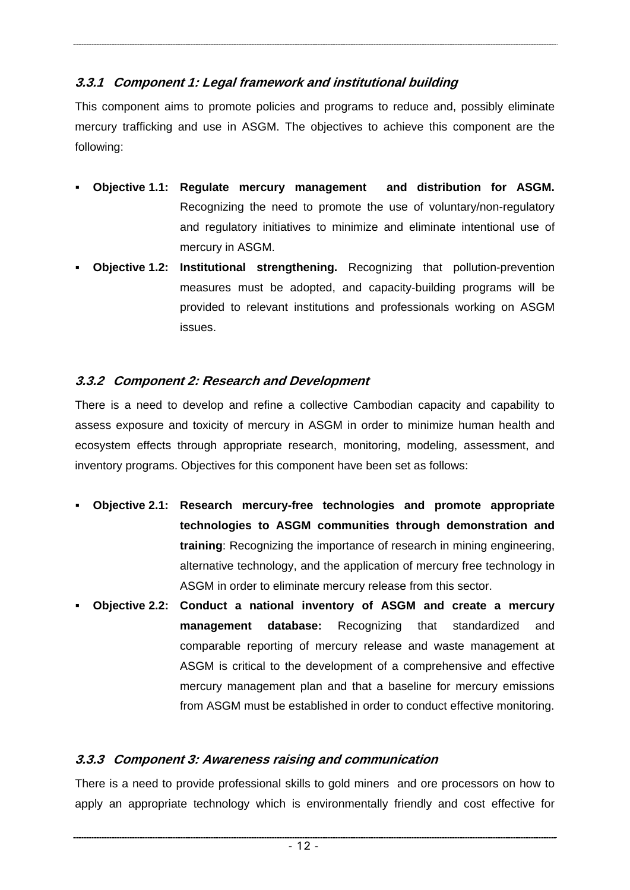### *3.3.1 Component 1: Legal framework and institutional building*

This component aims to promote policies and programs to reduce and, possibly eliminate mercury trafficking and use in ASGM. The objectives to achieve this component are the following:

- **Objective 1.1: Regulate mercury management and distribution for ASGM.** Recognizing the need to promote the use of voluntary/non-regulatory and regulatory initiatives to minimize and eliminate intentional use of mercury in ASGM.
- **Objective 1.2: Institutional strengthening.** Recognizing that pollution-prevention measures must be adopted, and capacity-building programs will be provided to relevant institutions and professionals working on ASGM issues.

### *3.3.2 Component 2: Research and Development*

There is a need to develop and refine a collective Cambodian capacity and capability to assess exposure and toxicity of mercury in ASGM in order to minimize human health and ecosystem effects through appropriate research, monitoring, modeling, assessment, and inventory programs. Objectives for this component have been set as follows:

- **Objective 2.1: Research mercury-free technologies and promote appropriate technologies to ASGM communities through demonstration and training**: Recognizing the importance of research in mining engineering, alternative technology, and the application of mercury free technology in ASGM in order to eliminate mercury release from this sector.
- **Objective 2.2: Conduct a national inventory of ASGM and create a mercury management database:** Recognizing that standardized and comparable reporting of mercury release and waste management at ASGM is critical to the development of a comprehensive and effective mercury management plan and that a baseline for mercury emissions from ASGM must be established in order to conduct effective monitoring.

### *3.3.3 Component 3: Awareness raising and communication*

There is a need to provide professional skills to gold miners and ore processors on how to apply an appropriate technology which is environmentally friendly and cost effective for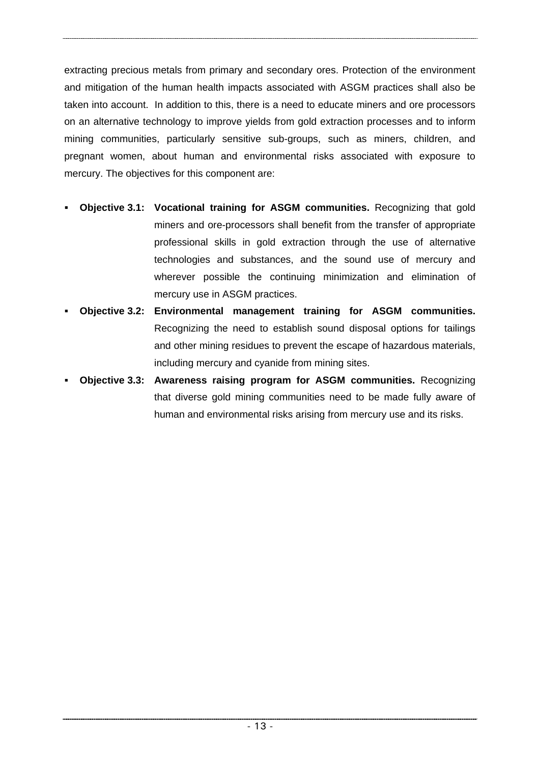extracting precious metals from primary and secondary ores. Protection of the environment and mitigation of the human health impacts associated with ASGM practices shall also be taken into account. In addition to this, there is a need to educate miners and ore processors on an alternative technology to improve yields from gold extraction processes and to inform mining communities, particularly sensitive sub-groups, such as miners, children, and pregnant women, about human and environmental risks associated with exposure to mercury. The objectives for this component are:

- **Objective 3.1: Vocational training for ASGM communities.** Recognizing that gold miners and ore-processors shall benefit from the transfer of appropriate professional skills in gold extraction through the use of alternative technologies and substances, and the sound use of mercury and wherever possible the continuing minimization and elimination of mercury use in ASGM practices.
- **Objective 3.2: Environmental management training for ASGM communities.** Recognizing the need to establish sound disposal options for tailings and other mining residues to prevent the escape of hazardous materials, including mercury and cyanide from mining sites.
- **Objective 3.3: Awareness raising program for ASGM communities.** Recognizing that diverse gold mining communities need to be made fully aware of human and environmental risks arising from mercury use and its risks.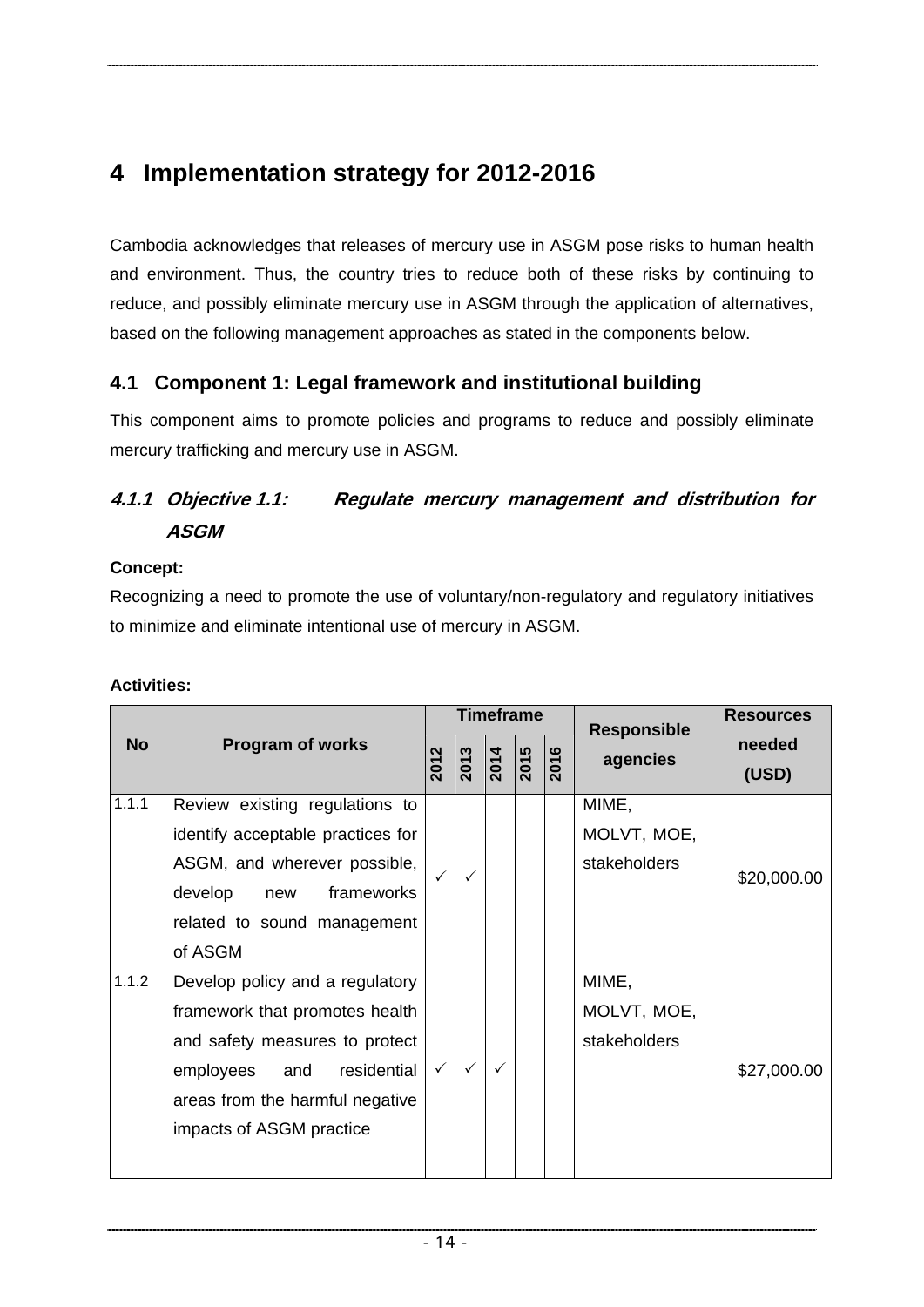# 4 Implementation strategy for 2012-2016

Cambodia acknowledges that releases of mercury use in ASGM pose risks to human health and environment. Thus, the country tries to reduce both of these risks by continuing to reduce, and possibly eliminate mercury use in ASGM through the application of alternatives, based on the following management approaches as stated in the components below.

## 4.1 Component 1: Legal framework and institutional building

This component aims to promote policies and programs to reduce and possibly eliminate mercury trafficking and mercury use in ASGM.

### *4.1.1 Objective 1.1: Regulate mercury management and distribution for ASGM*

**Concept:**

Recognizing a need to promote the use of voluntary/non-regulatory and regulatory initiatives to minimize and eliminate intentional use of mercury in ASGM.

**Activities:**

| No | Program of works | Timeframe | | | | | Responsible agencies | Resources needed (USD) |
|---|---|---|---|---|---|---|---|---|
| | | 2012 | 2013 | 2014 | 2015 | 2016 | | |
| 1.1.1 | Review existing regulations to identify acceptable practices for ASGM, and wherever possible, develop new frameworks related to sound management of ASGM | ✓ | ✓ | | | | MIME, MOLVT, MOE, stakeholders | $20,000.00 |
| 1.1.2 | Develop policy and a regulatory framework that promotes health and safety measures to protect employees and residential areas from the harmful negative impacts of ASGM practice | ✓ | ✓ | ✓ | | | MIME, MOLVT, MOE, stakeholders | $27,000.00 |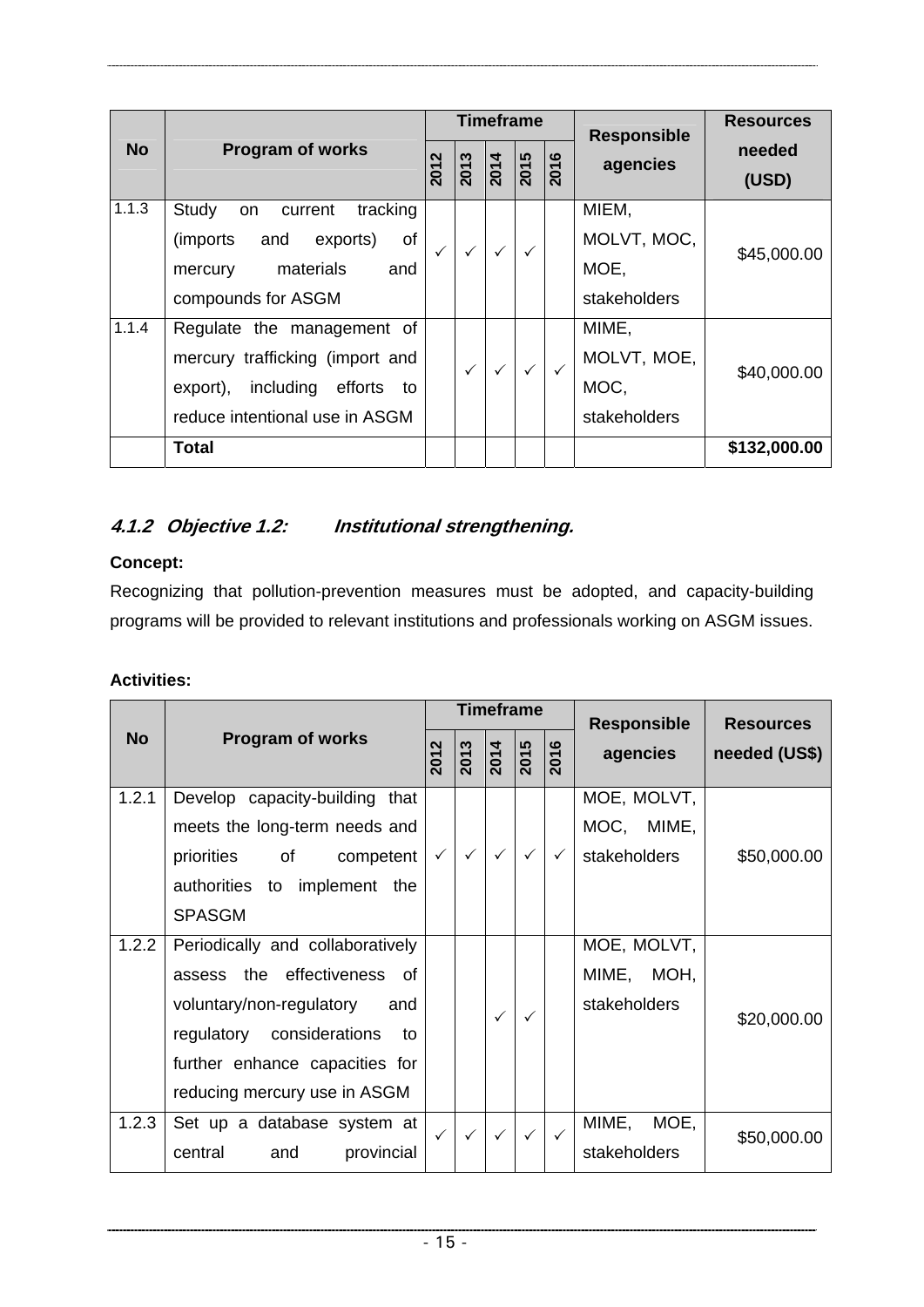| No | Program of works | Timeframe | | | | | Responsible agencies | Resources needed (USD) |
|---|---|---|---|---|---|---|---|---|
| | | 2012 | 2013 | 2014 | 2015 | 2016 | | |
| 1.1.3 | Study on current tracking (imports and exports) of mercury materials and compounds for ASGM | ✓ | ✓ | ✓ | ✓ | | MIEM, MOLVT, MOC, MOE, stakeholders | $45,000.00 |
| 1.1.4 | Regulate the management of mercury trafficking (import and export), including efforts to reduce intentional use in ASGM | | ✓ | ✓ | ✓ | ✓ | MIME, MOLVT, MOE, MOC, stakeholders | $40,000.00 |
| | **Total** | | | | | | | **$132,000.00** |

### *4.1.2 Objective 1.2: Institutional strengthening.*

**Concept:**

Recognizing that pollution-prevention measures must be adopted, and capacity-building programs will be provided to relevant institutions and professionals working on ASGM issues.

**Activities:**

| No | Program of works | Timeframe | | | | | Responsible agencies | Resources needed (US$) |
|---|---|---|---|---|---|---|---|---|
| | | 2012 | 2013 | 2014 | 2015 | 2016 | | |
| 1.2.1 | Develop capacity-building that meets the long-term needs and priorities of competent authorities to implement the SPASGM | ✓ | ✓ | ✓ | ✓ | ✓ | MOE, MOLVT, MOC, MIME, stakeholders | $50,000.00 |
| 1.2.2 | Periodically and collaboratively assess the effectiveness of voluntary/non-regulatory and regulatory considerations to further enhance capacities for reducing mercury use in ASGM | | | ✓ | ✓ | | MOE, MOLVT, MIME, MOH, stakeholders | $20,000.00 |
| 1.2.3 | Set up a database system at central and provincial | ✓ | ✓ | ✓ | ✓ | ✓ | MIME, MOE, stakeholders | $50,000.00 |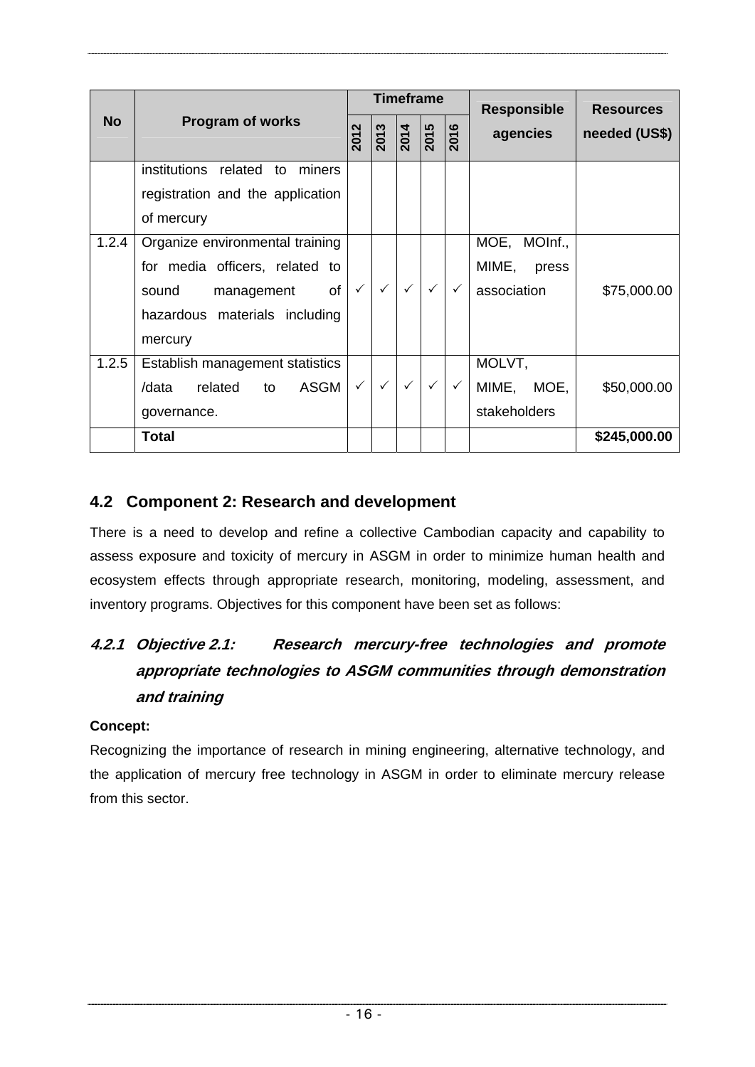| No | Program of works | Timeframe | | | | | Responsible agencies | Resources needed (US$) |
|---|---|---|---|---|---|---|---|---|
| | | 2012 | 2013 | 2014 | 2015 | 2016 | | |
| | institutions related to miners registration and the application of mercury | | | | | | | |
| 1.2.4 | Organize environmental training for media officers, related to sound management of hazardous materials including mercury | ✓ | ✓ | ✓ | ✓ | ✓ | MOE, MOInf., MIME, press association | $75,000.00 |
| 1.2.5 | Establish management statistics /data related to ASGM governance. | ✓ | ✓ | ✓ | ✓ | ✓ | MOLVT, MIME, MOE, stakeholders | $50,000.00 |
| | **Total** | | | | | | | **$245,000.00** |

## 4.2 Component 2: Research and development

There is a need to develop and refine a collective Cambodian capacity and capability to assess exposure and toxicity of mercury in ASGM in order to minimize human health and ecosystem effects through appropriate research, monitoring, modeling, assessment, and inventory programs. Objectives for this component have been set as follows:

### *4.2.1 Objective 2.1: Research mercury-free technologies and promote appropriate technologies to ASGM communities through demonstration and training*

**Concept:**

Recognizing the importance of research in mining engineering, alternative technology, and the application of mercury free technology in ASGM in order to eliminate mercury release from this sector.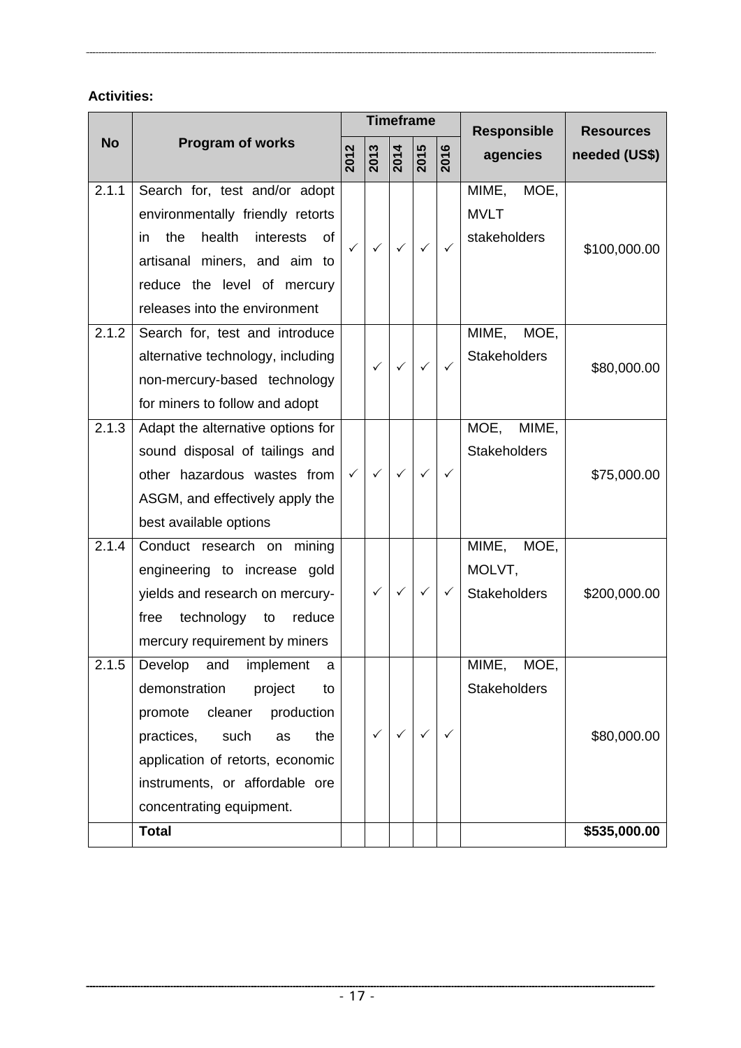**Activities:**

| No | Program of works | Timeframe | | | | | Responsible agencies | Resources needed (US$) |
|---|---|---|---|---|---|---|---|---|
| | | 2012 | 2013 | 2014 | 2015 | 2016 | | |
| 2.1.1 | Search for, test and/or adopt environmentally friendly retorts in the health interests of artisanal miners, and aim to reduce the level of mercury releases into the environment | ✓ | ✓ | ✓ | ✓ | ✓ | MIME, MOE, MVLT stakeholders | $100,000.00 |
| 2.1.2 | Search for, test and introduce alternative technology, including non-mercury-based technology for miners to follow and adopt | | ✓ | ✓ | ✓ | ✓ | MIME, MOE, Stakeholders | $80,000.00 |
| 2.1.3 | Adapt the alternative options for sound disposal of tailings and other hazardous wastes from ASGM, and effectively apply the best available options | ✓ | ✓ | ✓ | ✓ | ✓ | MOE, MIME, Stakeholders | $75,000.00 |
| 2.1.4 | Conduct research on mining engineering to increase gold yields and research on mercury-free technology to reduce mercury requirement by miners | | ✓ | ✓ | ✓ | ✓ | MIME, MOE, MOLVT, Stakeholders | $200,000.00 |
| 2.1.5 | Develop and implement a demonstration project to promote cleaner production practices, such as the application of retorts, economic instruments, or affordable ore concentrating equipment. | | ✓ | ✓ | ✓ | ✓ | MIME, MOE, Stakeholders | $80,000.00 |
| | **Total** | | | | | | | **$535,000.00** |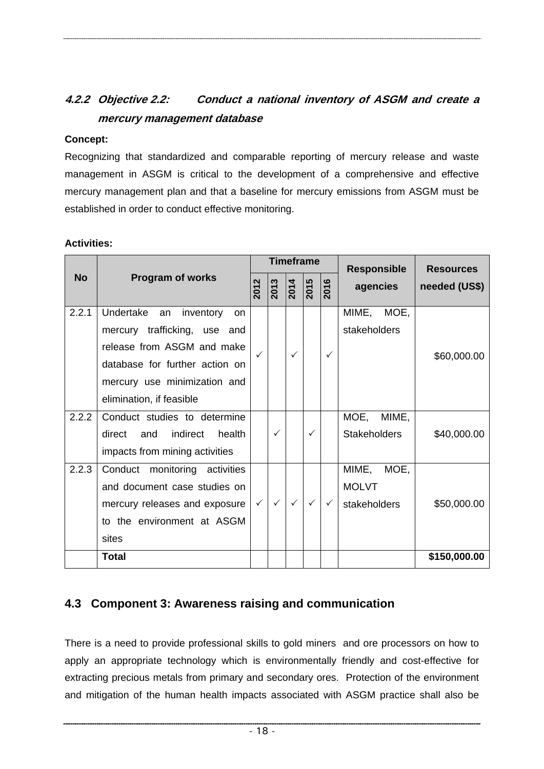### 4.2.2 Objective 2.2: Conduct a national inventory of ASGM and create a mercury management database

**Concept:**

Recognizing that standardized and comparable reporting of mercury release and waste management in ASGM is critical to the development of a comprehensive and effective mercury management plan and that a baseline for mercury emissions from ASGM must be established in order to conduct effective monitoring.

**Activities:**

| No | Program of works | Timeframe | | | | | Responsible agencies | Resources needed (US$) |
|---|---|---|---|---|---|---|---|---|
| | | 2012 | 2013 | 2014 | 2015 | 2016 | | |
| 2.2.1 | Undertake an inventory on mercury trafficking, use and release from ASGM and make database for further action on mercury use minimization and elimination, if feasible | ✓ | | ✓ | | ✓ | MIME, MOE, stakeholders | $60,000.00 |
| 2.2.2 | Conduct studies to determine direct and indirect health impacts from mining activities | | ✓ | | ✓ | | MOE, MIME, Stakeholders | $40,000.00 |
| 2.2.3 | Conduct monitoring activities and document case studies on mercury releases and exposure to the environment at ASGM sites | ✓ | ✓ | ✓ | ✓ | ✓ | MIME, MOE, MOLVT stakeholders | $50,000.00 |
| | **Total** | | | | | | | **$150,000.00** |

## 4.3 Component 3: Awareness raising and communication

There is a need to provide professional skills to gold miners and ore processors on how to apply an appropriate technology which is environmentally friendly and cost-effective for extracting precious metals from primary and secondary ores. Protection of the environment and mitigation of the human health impacts associated with ASGM practice shall also be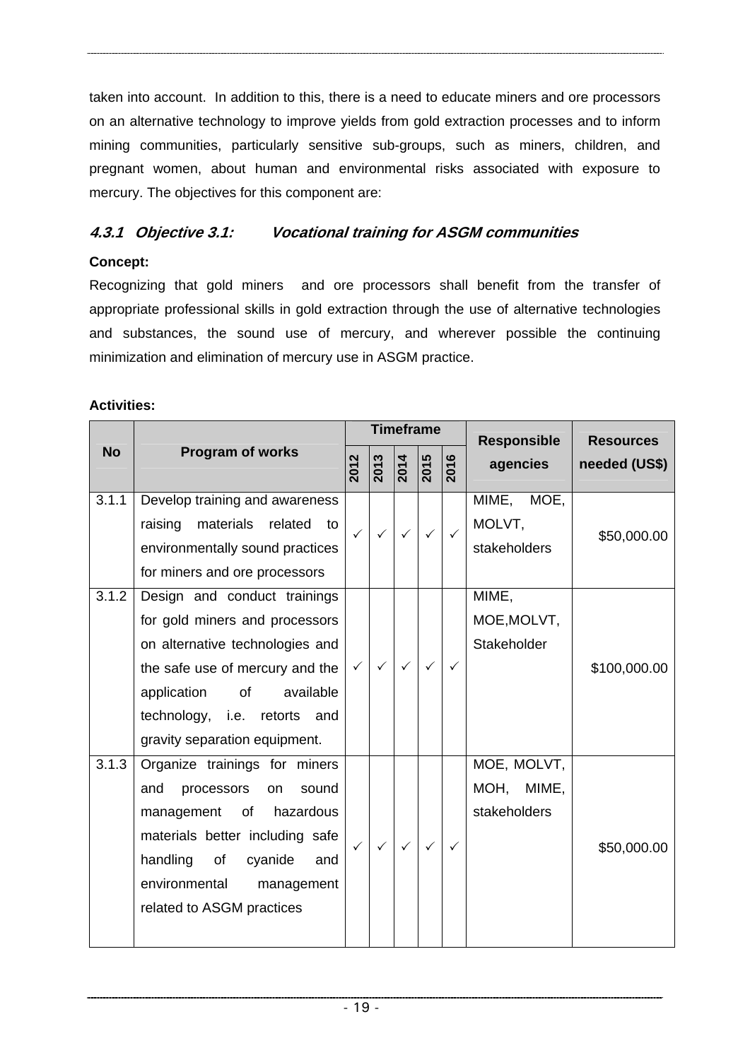taken into account. In addition to this, there is a need to educate miners and ore processors on an alternative technology to improve yields from gold extraction processes and to inform mining communities, particularly sensitive sub-groups, such as miners, children, and pregnant women, about human and environmental risks associated with exposure to mercury. The objectives for this component are:

### *4.3.1 Objective 3.1: Vocational training for ASGM communities*

**Concept:**

Recognizing that gold miners and ore processors shall benefit from the transfer of appropriate professional skills in gold extraction through the use of alternative technologies and substances, the sound use of mercury, and wherever possible the continuing minimization and elimination of mercury use in ASGM practice.

**Activities:**

| No | Program of works | Timeframe | | | | | Responsible agencies | Resources needed (US$) |
|---|---|---|---|---|---|---|---|---|
| | | 2012 | 2013 | 2014 | 2015 | 2016 | | |
| 3.1.1 | Develop training and awareness raising materials related to environmentally sound practices for miners and ore processors | ✓ | ✓ | ✓ | ✓ | ✓ | MIME, MOE, MOLVT, stakeholders | $50,000.00 |
| 3.1.2 | Design and conduct trainings for gold miners and processors on alternative technologies and the safe use of mercury and the application of available technology, i.e. retorts and gravity separation equipment. | ✓ | ✓ | ✓ | ✓ | ✓ | MIME, MOE,MOLVT, Stakeholder | $100,000.00 |
| 3.1.3 | Organize trainings for miners and processors on sound management of hazardous materials better including safe handling of cyanide and environmental management related to ASGM practices | ✓ | ✓ | ✓ | ✓ | ✓ | MOE, MOLVT, MOH, MIME, stakeholders | $50,000.00 |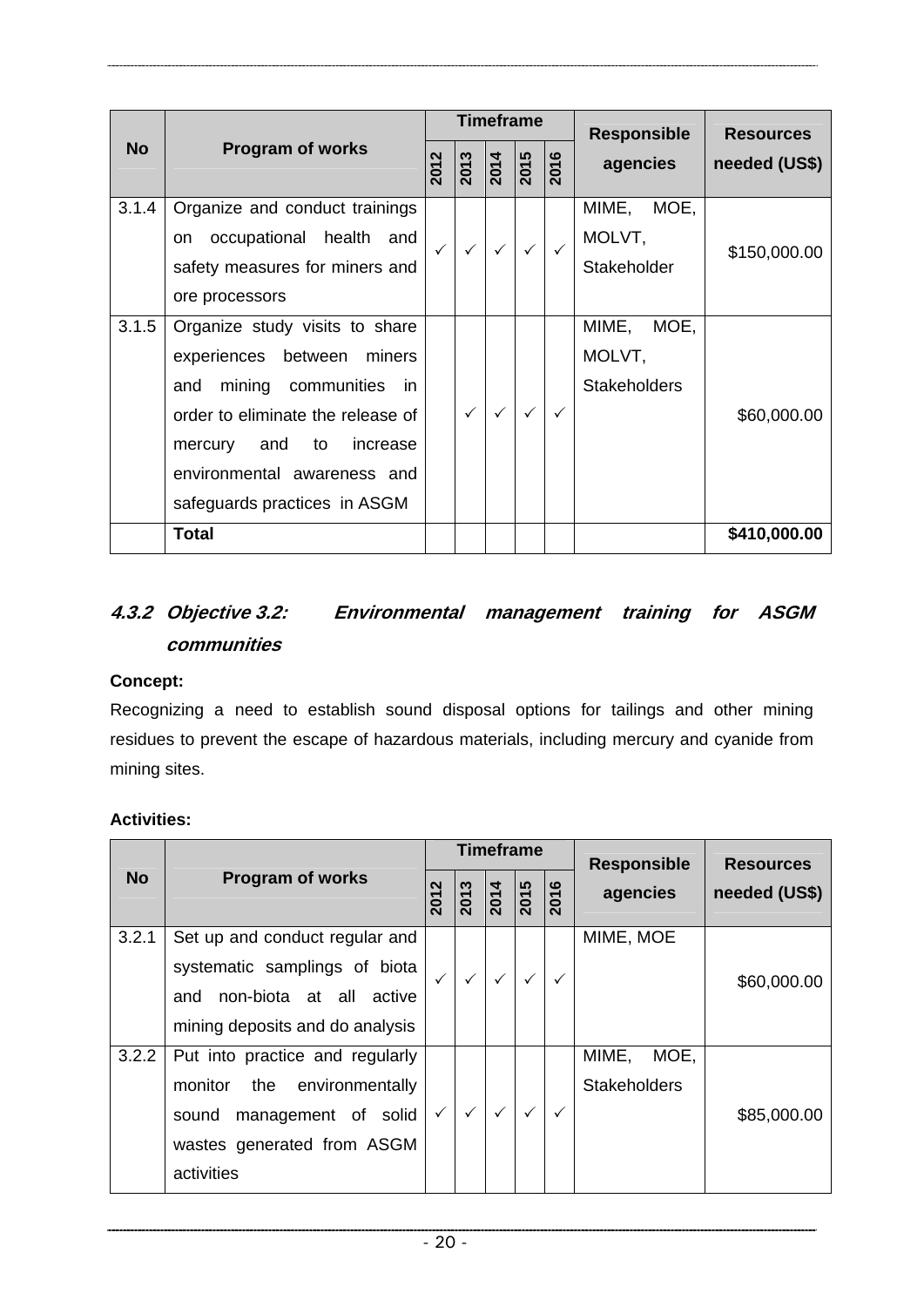| No | Program of works | Timeframe | | | | | Responsible agencies | Resources needed (US$) |
|---|---|---|---|---|---|---|---|---|
| | | 2012 | 2013 | 2014 | 2015 | 2016 | | |
| 3.1.4 | Organize and conduct trainings on occupational health and safety measures for miners and ore processors | ✓ | ✓ | ✓ | ✓ | ✓ | MIME, MOE, MOLVT, Stakeholder | $150,000.00 |
| 3.1.5 | Organize study visits to share experiences between miners and mining communities in order to eliminate the release of mercury and to increase environmental awareness and safeguards practices in ASGM | | ✓ | ✓ | ✓ | ✓ | MIME, MOE, MOLVT, Stakeholders | $60,000.00 |
| | **Total** | | | | | | | **$410,000.00** |

### *4.3.2 Objective 3.2: Environmental management training for ASGM communities*

**Concept:**

Recognizing a need to establish sound disposal options for tailings and other mining residues to prevent the escape of hazardous materials, including mercury and cyanide from mining sites.

**Activities:**

| No | Program of works | Timeframe | | | | | Responsible agencies | Resources needed (US$) |
|---|---|---|---|---|---|---|---|---|
| | | 2012 | 2013 | 2014 | 2015 | 2016 | | |
| 3.2.1 | Set up and conduct regular and systematic samplings of biota and non-biota at all active mining deposits and do analysis | ✓ | ✓ | ✓ | ✓ | ✓ | MIME, MOE | $60,000.00 |
| 3.2.2 | Put into practice and regularly monitor the environmentally sound management of solid wastes generated from ASGM activities | ✓ | ✓ | ✓ | ✓ | ✓ | MIME, MOE, Stakeholders | $85,000.00 |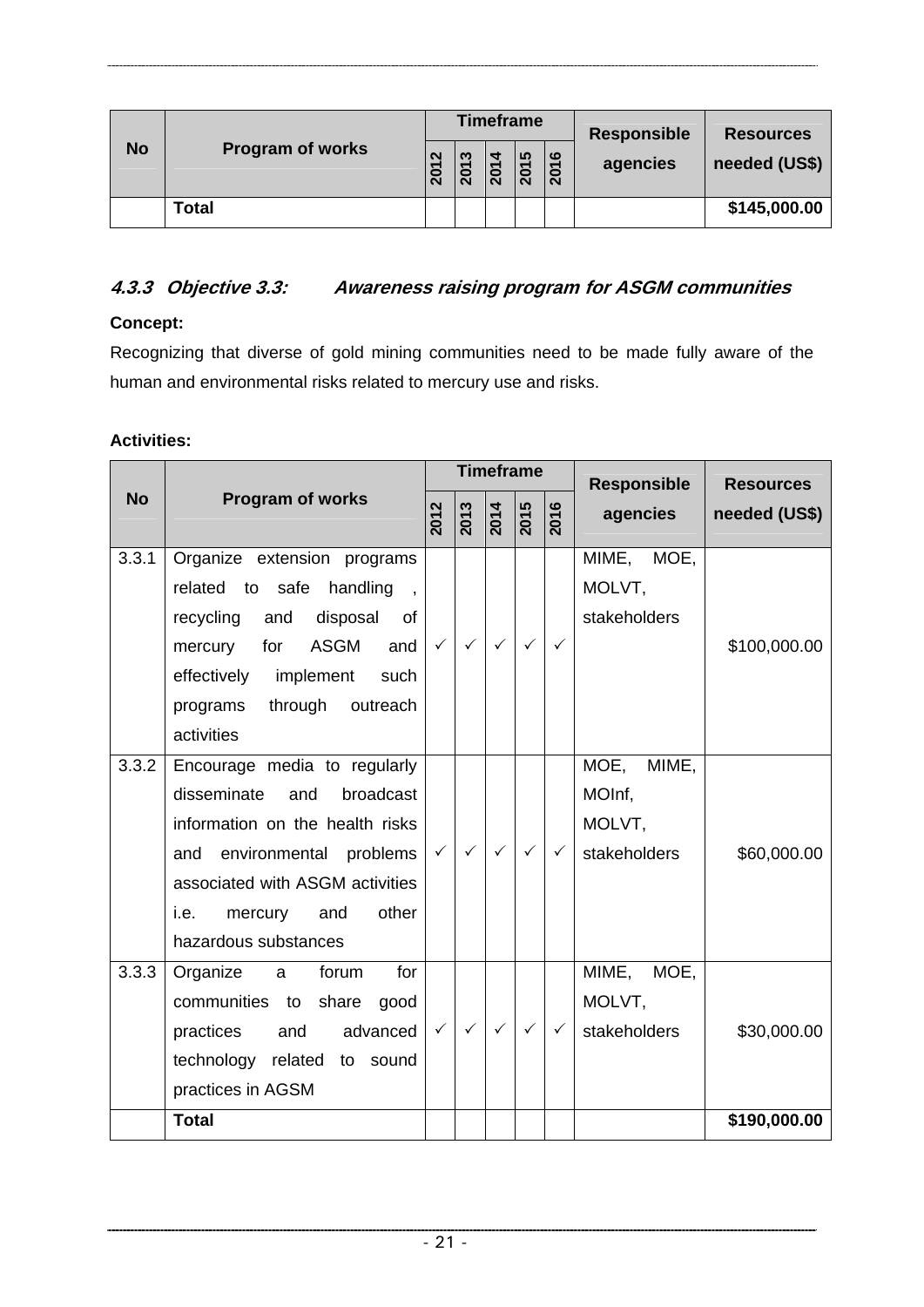| No | Program of works | Timeframe | | | | | Responsible agencies | Resources needed (US$) |
|---|---|---|---|---|---|---|---|---|
| | | 2012 | 2013 | 2014 | 2015 | 2016 | | |
| | **Total** | | | | | | | **$145,000.00** |

### *4.3.3 Objective 3.3: Awareness raising program for ASGM communities*

**Concept:**

Recognizing that diverse of gold mining communities need to be made fully aware of the human and environmental risks related to mercury use and risks.

**Activities:**

| No | Program of works | Timeframe | | | | | Responsible agencies | Resources needed (US$) |
|---|---|---|---|---|---|---|---|---|
| | | 2012 | 2013 | 2014 | 2015 | 2016 | | |
| 3.3.1 | Organize extension programs related to safe handling , recycling and disposal of mercury for ASGM and effectively implement such programs through outreach activities | ✓ | ✓ | ✓ | ✓ | ✓ | MIME, MOE, MOLVT, stakeholders | $100,000.00 |
| 3.3.2 | Encourage media to regularly disseminate and broadcast information on the health risks and environmental problems associated with ASGM activities i.e. mercury and other hazardous substances | ✓ | ✓ | ✓ | ✓ | ✓ | MOE, MIME, MOInf, MOLVT, stakeholders | $60,000.00 |
| 3.3.3 | Organize a forum for communities to share good practices and advanced technology related to sound practices in AGSM | ✓ | ✓ | ✓ | ✓ | ✓ | MIME, MOE, MOLVT, stakeholders | $30,000.00 |
| | **Total** | | | | | | | **$190,000.00** |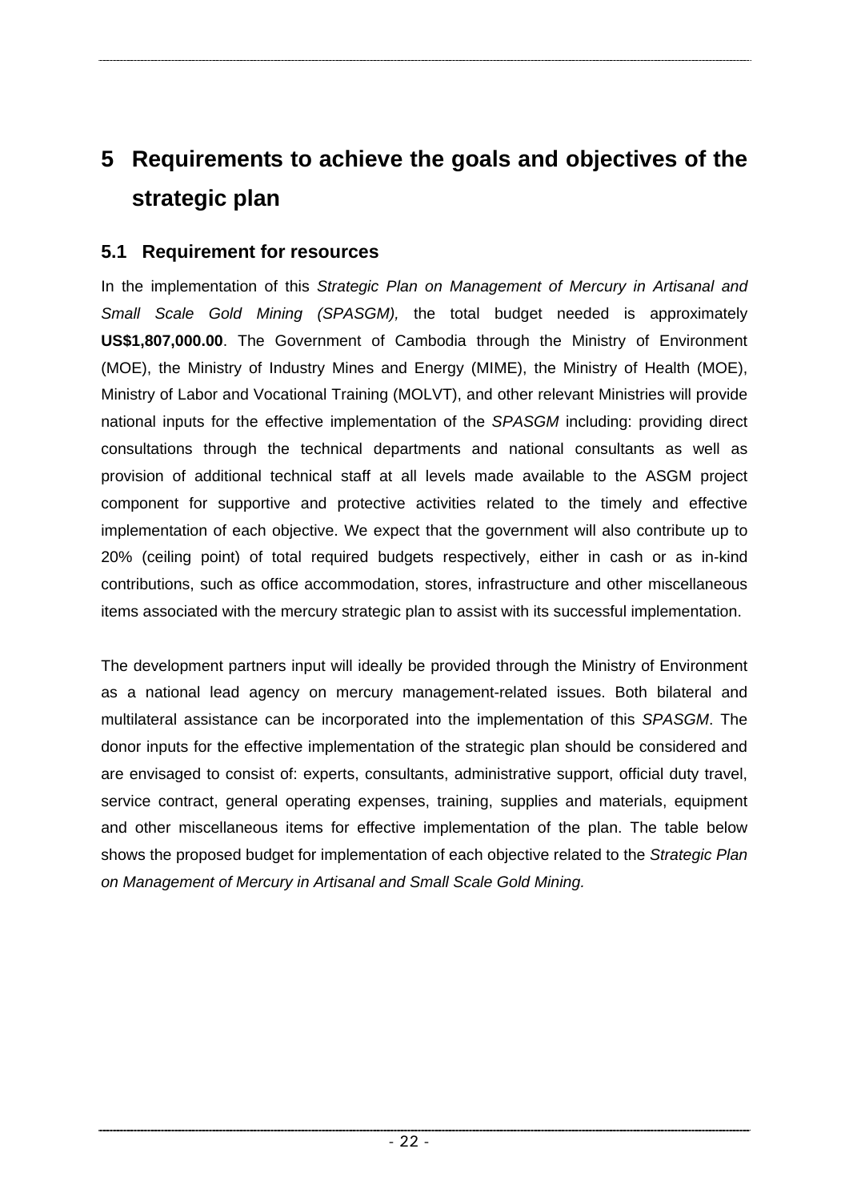# 5 Requirements to achieve the goals and objectives of the strategic plan

## 5.1 Requirement for resources

In the implementation of this *Strategic Plan on Management of Mercury in Artisanal and Small Scale Gold Mining (SPASGM),* the total budget needed is approximately **US$1,807,000.00**. The Government of Cambodia through the Ministry of Environment (MOE), the Ministry of Industry Mines and Energy (MIME), the Ministry of Health (MOE), Ministry of Labor and Vocational Training (MOLVT), and other relevant Ministries will provide national inputs for the effective implementation of the *SPASGM* including: providing direct consultations through the technical departments and national consultants as well as provision of additional technical staff at all levels made available to the ASGM project component for supportive and protective activities related to the timely and effective implementation of each objective. We expect that the government will also contribute up to 20% (ceiling point) of total required budgets respectively, either in cash or as in-kind contributions, such as office accommodation, stores, infrastructure and other miscellaneous items associated with the mercury strategic plan to assist with its successful implementation.

The development partners input will ideally be provided through the Ministry of Environment as a national lead agency on mercury management-related issues. Both bilateral and multilateral assistance can be incorporated into the implementation of this *SPASGM*. The donor inputs for the effective implementation of the strategic plan should be considered and are envisaged to consist of: experts, consultants, administrative support, official duty travel, service contract, general operating expenses, training, supplies and materials, equipment and other miscellaneous items for effective implementation of the plan. The table below shows the proposed budget for implementation of each objective related to the *Strategic Plan on Management of Mercury in Artisanal and Small Scale Gold Mining.*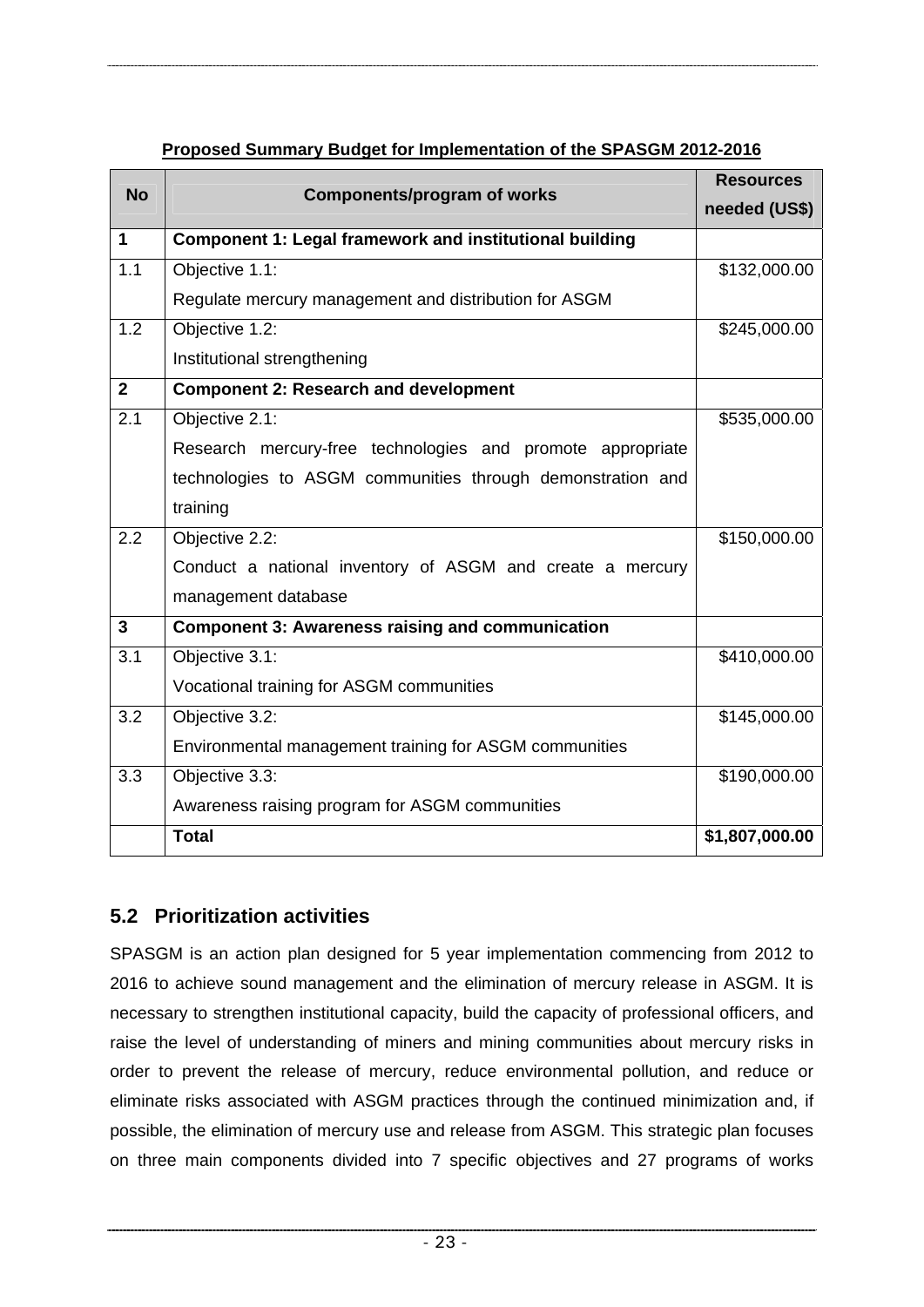**Proposed Summary Budget for Implementation of the SPASGM 2012-2016**

| No | Components/program of works | Resources needed (US$) |
|---|---|---|
| **1** | **Component 1: Legal framework and institutional building** | |
| 1.1 | Objective 1.1: Regulate mercury management and distribution for ASGM | $132,000.00 |
| 1.2 | Objective 1.2: Institutional strengthening | $245,000.00 |
| **2** | **Component 2: Research and development** | |
| 2.1 | Objective 2.1: Research mercury-free technologies and promote appropriate technologies to ASGM communities through demonstration and training | $535,000.00 |
| 2.2 | Objective 2.2: Conduct a national inventory of ASGM and create a mercury management database | $150,000.00 |
| **3** | **Component 3: Awareness raising and communication** | |
| 3.1 | Objective 3.1: Vocational training for ASGM communities | $410,000.00 |
| 3.2 | Objective 3.2: Environmental management training for ASGM communities | $145,000.00 |
| 3.3 | Objective 3.3: Awareness raising program for ASGM communities | $190,000.00 |
| | **Total** | **$1,807,000.00** |

## 5.2 Prioritization activities

SPASGM is an action plan designed for 5 year implementation commencing from 2012 to 2016 to achieve sound management and the elimination of mercury release in ASGM. It is necessary to strengthen institutional capacity, build the capacity of professional officers, and raise the level of understanding of miners and mining communities about mercury risks in order to prevent the release of mercury, reduce environmental pollution, and reduce or eliminate risks associated with ASGM practices through the continued minimization and, if possible, the elimination of mercury use and release from ASGM. This strategic plan focuses on three main components divided into 7 specific objectives and 27 programs of works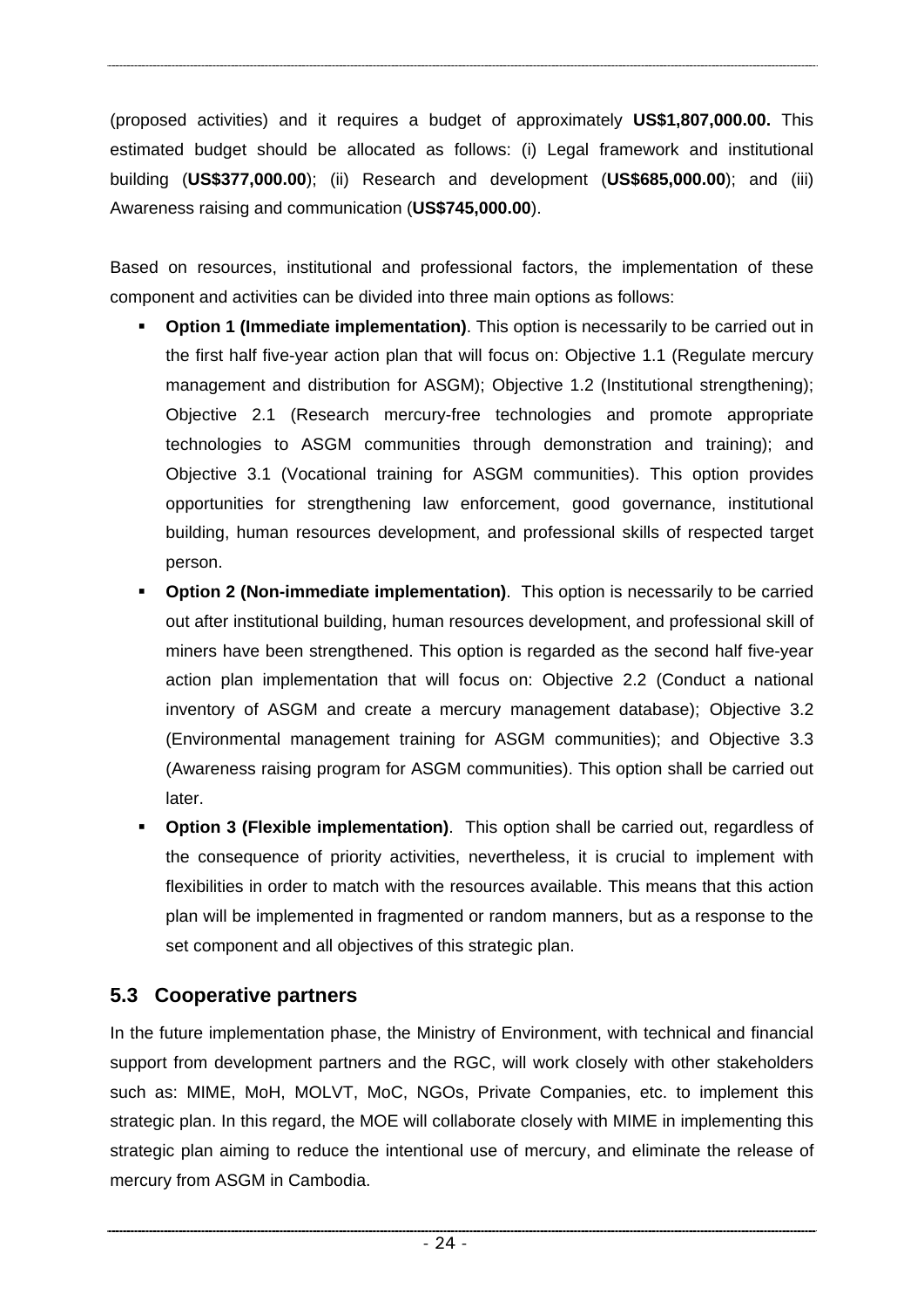(proposed activities) and it requires a budget of approximately **US$1,807,000.00.** This estimated budget should be allocated as follows: (i) Legal framework and institutional building (**US$377,000.00**); (ii) Research and development (**US$685,000.00**); and (iii) Awareness raising and communication (**US$745,000.00**).

Based on resources, institutional and professional factors, the implementation of these component and activities can be divided into three main options as follows:

- **Option 1 (Immediate implementation)**. This option is necessarily to be carried out in the first half five-year action plan that will focus on: Objective 1.1 (Regulate mercury management and distribution for ASGM); Objective 1.2 (Institutional strengthening); Objective 2.1 (Research mercury-free technologies and promote appropriate technologies to ASGM communities through demonstration and training); and Objective 3.1 (Vocational training for ASGM communities). This option provides opportunities for strengthening law enforcement, good governance, institutional building, human resources development, and professional skills of respected target person.
- **Option 2 (Non-immediate implementation)**. This option is necessarily to be carried out after institutional building, human resources development, and professional skill of miners have been strengthened. This option is regarded as the second half five-year action plan implementation that will focus on: Objective 2.2 (Conduct a national inventory of ASGM and create a mercury management database); Objective 3.2 (Environmental management training for ASGM communities); and Objective 3.3 (Awareness raising program for ASGM communities). This option shall be carried out later.
- **Option 3 (Flexible implementation)**. This option shall be carried out, regardless of the consequence of priority activities, nevertheless, it is crucial to implement with flexibilities in order to match with the resources available. This means that this action plan will be implemented in fragmented or random manners, but as a response to the set component and all objectives of this strategic plan.

## 5.3 Cooperative partners

In the future implementation phase, the Ministry of Environment, with technical and financial support from development partners and the RGC, will work closely with other stakeholders such as: MIME, MoH, MOLVT, MoC, NGOs, Private Companies, etc. to implement this strategic plan. In this regard, the MOE will collaborate closely with MIME in implementing this strategic plan aiming to reduce the intentional use of mercury, and eliminate the release of mercury from ASGM in Cambodia.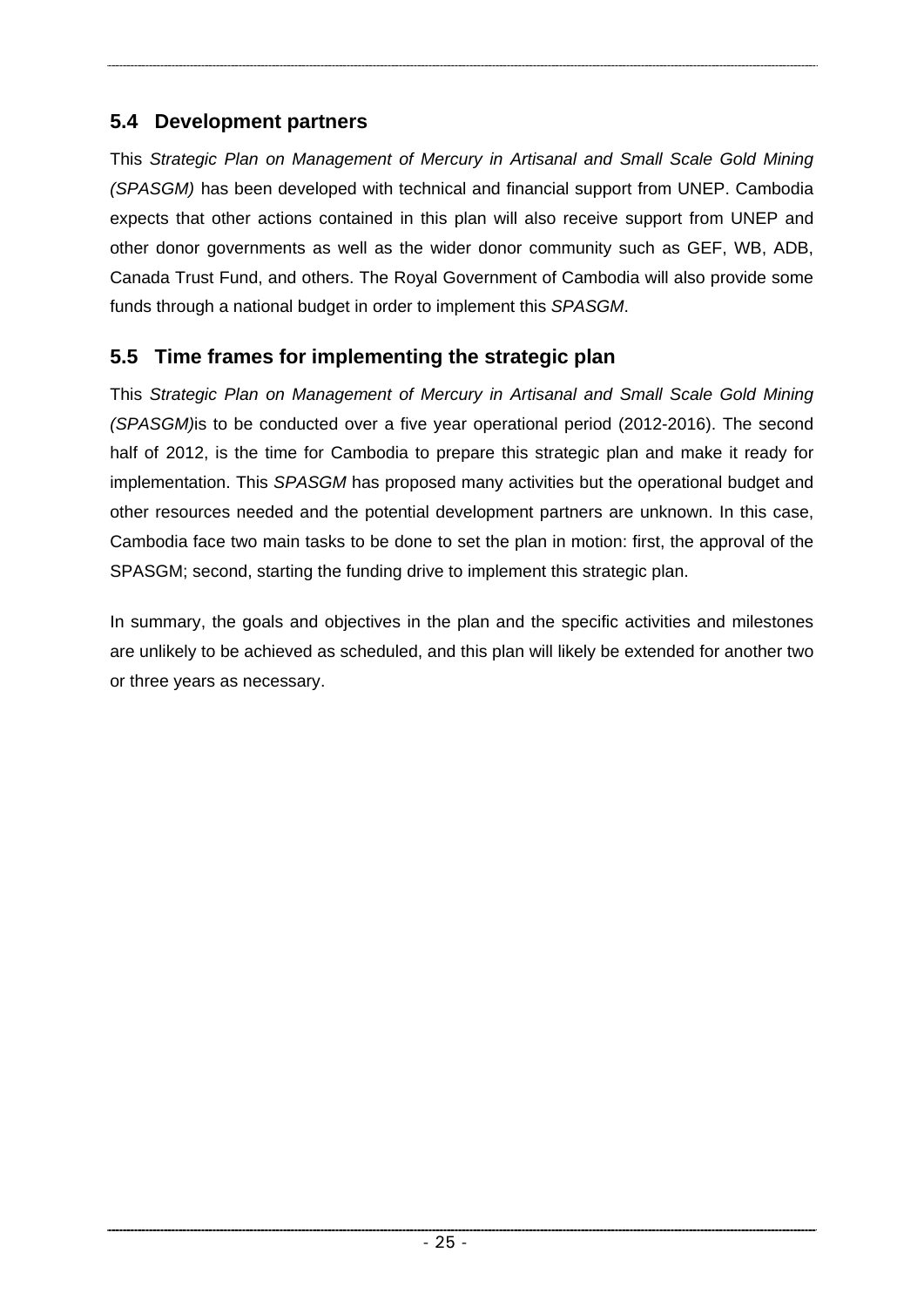## 5.4 Development partners

This *Strategic Plan on Management of Mercury in Artisanal and Small Scale Gold Mining (SPASGM)* has been developed with technical and financial support from UNEP. Cambodia expects that other actions contained in this plan will also receive support from UNEP and other donor governments as well as the wider donor community such as GEF, WB, ADB, Canada Trust Fund, and others. The Royal Government of Cambodia will also provide some funds through a national budget in order to implement this *SPASGM*.

## 5.5 Time frames for implementing the strategic plan

This *Strategic Plan on Management of Mercury in Artisanal and Small Scale Gold Mining (SPASGM)*is to be conducted over a five year operational period (2012-2016). The second half of 2012, is the time for Cambodia to prepare this strategic plan and make it ready for implementation. This *SPASGM* has proposed many activities but the operational budget and other resources needed and the potential development partners are unknown. In this case, Cambodia face two main tasks to be done to set the plan in motion: first, the approval of the SPASGM; second, starting the funding drive to implement this strategic plan.

In summary, the goals and objectives in the plan and the specific activities and milestones are unlikely to be achieved as scheduled, and this plan will likely be extended for another two or three years as necessary.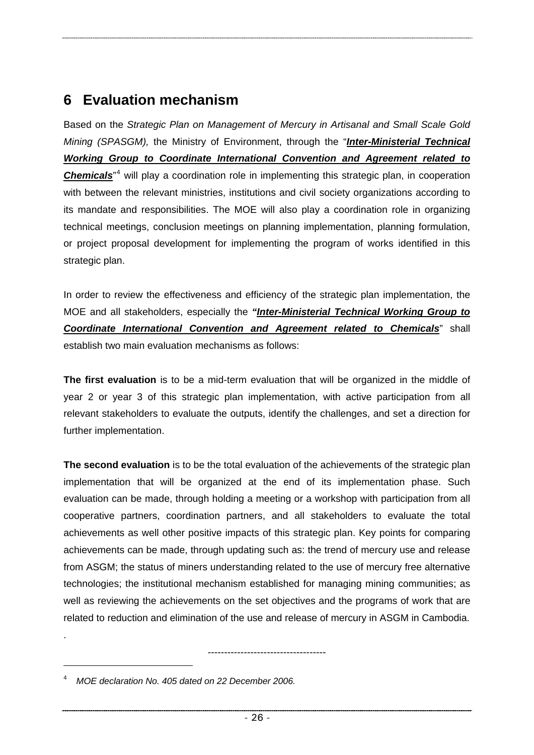# 6 Evaluation mechanism

Based on the *Strategic Plan on Management of Mercury in Artisanal and Small Scale Gold Mining (SPASGM),* the Ministry of Environment, through the "***Inter-Ministerial Technical Working Group to Coordinate International Convention and Agreement related to Chemicals***"[4] will play a coordination role in implementing this strategic plan, in cooperation with between the relevant ministries, institutions and civil society organizations according to its mandate and responsibilities. The MOE will also play a coordination role in organizing technical meetings, conclusion meetings on planning implementation, planning formulation, or project proposal development for implementing the program of works identified in this strategic plan.

In order to review the effectiveness and efficiency of the strategic plan implementation, the MOE and all stakeholders, especially the ***"Inter-Ministerial Technical Working Group to Coordinate International Convention and Agreement related to Chemicals***" shall establish two main evaluation mechanisms as follows:

**The first evaluation** is to be a mid-term evaluation that will be organized in the middle of year 2 or year 3 of this strategic plan implementation, with active participation from all relevant stakeholders to evaluate the outputs, identify the challenges, and set a direction for further implementation.

**The second evaluation** is to be the total evaluation of the achievements of the strategic plan implementation that will be organized at the end of its implementation phase. Such evaluation can be made, through holding a meeting or a workshop with participation from all cooperative partners, coordination partners, and all stakeholders to evaluate the total achievements as well other positive impacts of this strategic plan. Key points for comparing achievements can be made, through updating such as: the trend of mercury use and release from ASGM; the status of miners understanding related to the use of mercury free alternative technologies; the institutional mechanism established for managing mining communities; as well as reviewing the achievements on the set objectives and the programs of work that are related to reduction and elimination of the use and release of mercury in ASGM in Cambodia.

.

------------------------------------

[4] *MOE declaration No. 405 dated on 22 December 2006.*